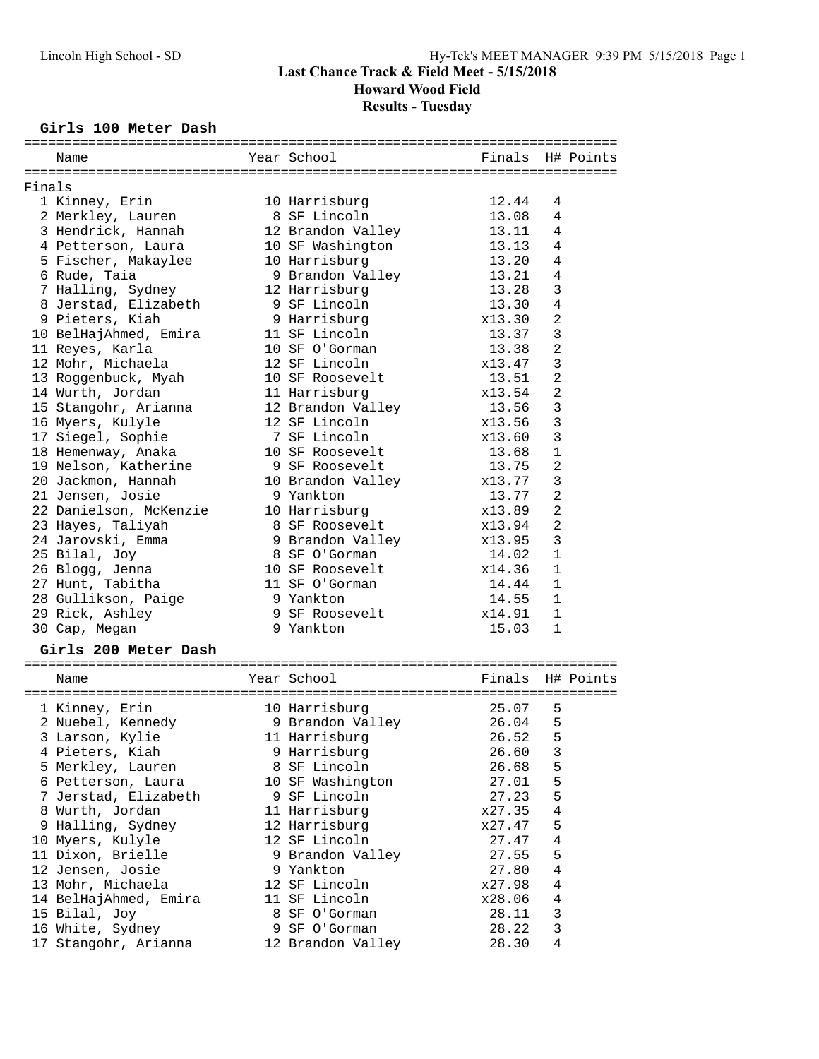# Last Chance Track & Field Meet - 5/15/2018

## Howard Wood Field

## Results - Tuesday

### Girls 100 Meter Dash

Finals

| Place | Name | Year | School | Finals | H# | Points |
|---|---|---|---|---|---|---|
| 1 | Kinney, Erin | 10 | Harrisburg | 12.44 | 4 | |
| 2 | Merkley, Lauren | 8 | SF Lincoln | 13.08 | 4 | |
| 3 | Hendrick, Hannah | 12 | Brandon Valley | 13.11 | 4 | |
| 4 | Petterson, Laura | 10 | SF Washington | 13.13 | 4 | |
| 5 | Fischer, Makaylee | 10 | Harrisburg | 13.20 | 4 | |
| 6 | Rude, Taia | 9 | Brandon Valley | 13.21 | 4 | |
| 7 | Halling, Sydney | 12 | Harrisburg | 13.28 | 3 | |
| 8 | Jerstad, Elizabeth | 9 | SF Lincoln | 13.30 | 4 | |
| 9 | Pieters, Kiah | 9 | Harrisburg | x13.30 | 2 | |
| 10 | BelHajAhmed, Emira | 11 | SF Lincoln | 13.37 | 3 | |
| 11 | Reyes, Karla | 10 | SF O'Gorman | 13.38 | 2 | |
| 12 | Mohr, Michaela | 12 | SF Lincoln | x13.47 | 3 | |
| 13 | Roggenbuck, Myah | 10 | SF Roosevelt | 13.51 | 2 | |
| 14 | Wurth, Jordan | 11 | Harrisburg | x13.54 | 2 | |
| 15 | Stangohr, Arianna | 12 | Brandon Valley | 13.56 | 3 | |
| 16 | Myers, Kulyle | 12 | SF Lincoln | x13.56 | 3 | |
| 17 | Siegel, Sophie | 7 | SF Lincoln | x13.60 | 3 | |
| 18 | Hemenway, Anaka | 10 | SF Roosevelt | 13.68 | 1 | |
| 19 | Nelson, Katherine | 9 | SF Roosevelt | 13.75 | 2 | |
| 20 | Jackmon, Hannah | 10 | Brandon Valley | x13.77 | 3 | |
| 21 | Jensen, Josie | 9 | Yankton | 13.77 | 2 | |
| 22 | Danielson, McKenzie | 10 | Harrisburg | x13.89 | 2 | |
| 23 | Hayes, Taliyah | 8 | SF Roosevelt | x13.94 | 2 | |
| 24 | Jarovski, Emma | 9 | Brandon Valley | x13.95 | 3 | |
| 25 | Bilal, Joy | 8 | SF O'Gorman | 14.02 | 1 | |
| 26 | Blogg, Jenna | 10 | SF Roosevelt | x14.36 | 1 | |
| 27 | Hunt, Tabitha | 11 | SF O'Gorman | 14.44 | 1 | |
| 28 | Gullikson, Paige | 9 | Yankton | 14.55 | 1 | |
| 29 | Rick, Ashley | 9 | SF Roosevelt | x14.91 | 1 | |
| 30 | Cap, Megan | 9 | Yankton | 15.03 | 1 | |

### Girls 200 Meter Dash

| Place | Name | Year | School | Finals | H# | Points |
|---|---|---|---|---|---|---|
| 1 | Kinney, Erin | 10 | Harrisburg | 25.07 | 5 | |
| 2 | Nuebel, Kennedy | 9 | Brandon Valley | 26.04 | 5 | |
| 3 | Larson, Kylie | 11 | Harrisburg | 26.52 | 5 | |
| 4 | Pieters, Kiah | 9 | Harrisburg | 26.60 | 3 | |
| 5 | Merkley, Lauren | 8 | SF Lincoln | 26.68 | 5 | |
| 6 | Petterson, Laura | 10 | SF Washington | 27.01 | 5 | |
| 7 | Jerstad, Elizabeth | 9 | SF Lincoln | 27.23 | 5 | |
| 8 | Wurth, Jordan | 11 | Harrisburg | x27.35 | 4 | |
| 9 | Halling, Sydney | 12 | Harrisburg | x27.47 | 5 | |
| 10 | Myers, Kulyle | 12 | SF Lincoln | 27.47 | 4 | |
| 11 | Dixon, Brielle | 9 | Brandon Valley | 27.55 | 5 | |
| 12 | Jensen, Josie | 9 | Yankton | 27.80 | 4 | |
| 13 | Mohr, Michaela | 12 | SF Lincoln | x27.98 | 4 | |
| 14 | BelHajAhmed, Emira | 11 | SF Lincoln | x28.06 | 4 | |
| 15 | Bilal, Joy | 8 | SF O'Gorman | 28.11 | 3 | |
| 16 | White, Sydney | 9 | SF O'Gorman | 28.22 | 3 | |
| 17 | Stangohr, Arianna | 12 | Brandon Valley | 28.30 | 4 | |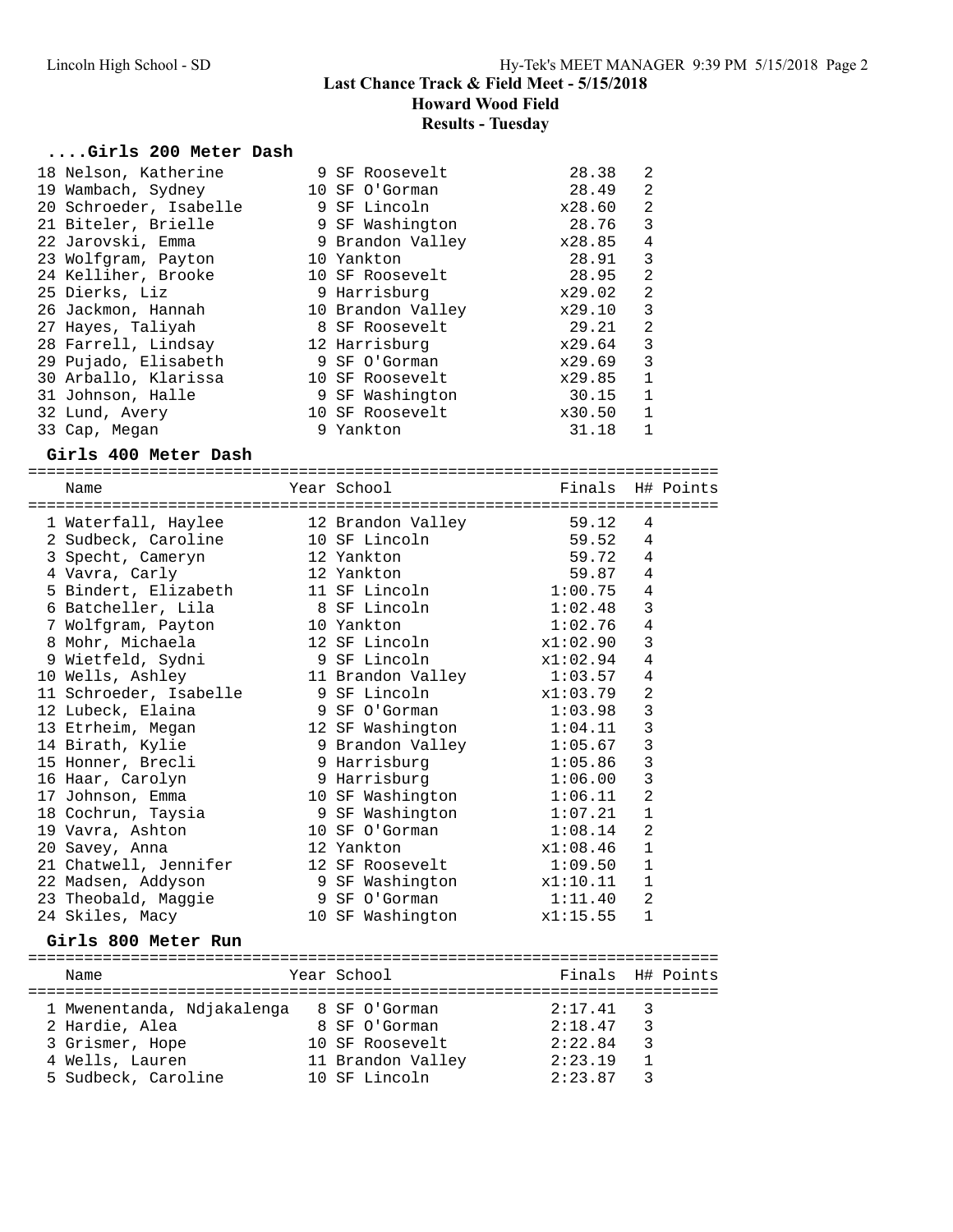# Last Chance Track & Field Meet - 5/15/2018

## Howard Wood Field

### Results - Tuesday

#### ....Girls 200 Meter Dash

| Place | Name | Year | School | Finals | H# | Points |
|---|---|---|---|---|---|---|
| 18 | Nelson, Katherine | 9 | SF Roosevelt | 28.38 | 2 | |
| 19 | Wambach, Sydney | 10 | SF O'Gorman | 28.49 | 2 | |
| 20 | Schroeder, Isabelle | 9 | SF Lincoln | x28.60 | 2 | |
| 21 | Biteler, Brielle | 9 | SF Washington | 28.76 | 3 | |
| 22 | Jarovski, Emma | 9 | Brandon Valley | x28.85 | 4 | |
| 23 | Wolfgram, Payton | 10 | Yankton | 28.91 | 3 | |
| 24 | Kelliher, Brooke | 10 | SF Roosevelt | 28.95 | 2 | |
| 25 | Dierks, Liz | 9 | Harrisburg | x29.02 | 2 | |
| 26 | Jackmon, Hannah | 10 | Brandon Valley | x29.10 | 3 | |
| 27 | Hayes, Taliyah | 8 | SF Roosevelt | 29.21 | 2 | |
| 28 | Farrell, Lindsay | 12 | Harrisburg | x29.64 | 3 | |
| 29 | Pujado, Elisabeth | 9 | SF O'Gorman | x29.69 | 3 | |
| 30 | Arballo, Klarissa | 10 | SF Roosevelt | x29.85 | 1 | |
| 31 | Johnson, Halle | 9 | SF Washington | 30.15 | 1 | |
| 32 | Lund, Avery | 10 | SF Roosevelt | x30.50 | 1 | |
| 33 | Cap, Megan | 9 | Yankton | 31.18 | 1 | |

#### Girls 400 Meter Dash

| Place | Name | Year | School | Finals | H# | Points |
|---|---|---|---|---|---|---|
| 1 | Waterfall, Haylee | 12 | Brandon Valley | 59.12 | 4 | |
| 2 | Sudbeck, Caroline | 10 | SF Lincoln | 59.52 | 4 | |
| 3 | Specht, Cameryn | 12 | Yankton | 59.72 | 4 | |
| 4 | Vavra, Carly | 12 | Yankton | 59.87 | 4 | |
| 5 | Bindert, Elizabeth | 11 | SF Lincoln | 1:00.75 | 4 | |
| 6 | Batcheller, Lila | 8 | SF Lincoln | 1:02.48 | 3 | |
| 7 | Wolfgram, Payton | 10 | Yankton | 1:02.76 | 4 | |
| 8 | Mohr, Michaela | 12 | SF Lincoln | x1:02.90 | 3 | |
| 9 | Wietfeld, Sydni | 9 | SF Lincoln | x1:02.94 | 4 | |
| 10 | Wells, Ashley | 11 | Brandon Valley | 1:03.57 | 4 | |
| 11 | Schroeder, Isabelle | 9 | SF Lincoln | x1:03.79 | 2 | |
| 12 | Lubeck, Elaina | 9 | SF O'Gorman | 1:03.98 | 3 | |
| 13 | Etrheim, Megan | 12 | SF Washington | 1:04.11 | 3 | |
| 14 | Birath, Kylie | 9 | Brandon Valley | 1:05.67 | 3 | |
| 15 | Honner, Brecli | 9 | Harrisburg | 1:05.86 | 3 | |
| 16 | Haar, Carolyn | 9 | Harrisburg | 1:06.00 | 3 | |
| 17 | Johnson, Emma | 10 | SF Washington | 1:06.11 | 2 | |
| 18 | Cochrun, Taysia | 9 | SF Washington | 1:07.21 | 1 | |
| 19 | Vavra, Ashton | 10 | SF O'Gorman | 1:08.14 | 2 | |
| 20 | Savey, Anna | 12 | Yankton | x1:08.46 | 1 | |
| 21 | Chatwell, Jennifer | 12 | SF Roosevelt | 1:09.50 | 1 | |
| 22 | Madsen, Addyson | 9 | SF Washington | x1:10.11 | 1 | |
| 23 | Theobald, Maggie | 9 | SF O'Gorman | 1:11.40 | 2 | |
| 24 | Skiles, Macy | 10 | SF Washington | x1:15.55 | 1 | |

#### Girls 800 Meter Run

| Place | Name | Year | School | Finals | H# | Points |
|---|---|---|---|---|---|---|
| 1 | Mwenentanda, Ndjakalenga | 8 | SF O'Gorman | 2:17.41 | 3 | |
| 2 | Hardie, Alea | 8 | SF O'Gorman | 2:18.47 | 3 | |
| 3 | Grismer, Hope | 10 | SF Roosevelt | 2:22.84 | 3 | |
| 4 | Wells, Lauren | 11 | Brandon Valley | 2:23.19 | 1 | |
| 5 | Sudbeck, Caroline | 10 | SF Lincoln | 2:23.87 | 3 | |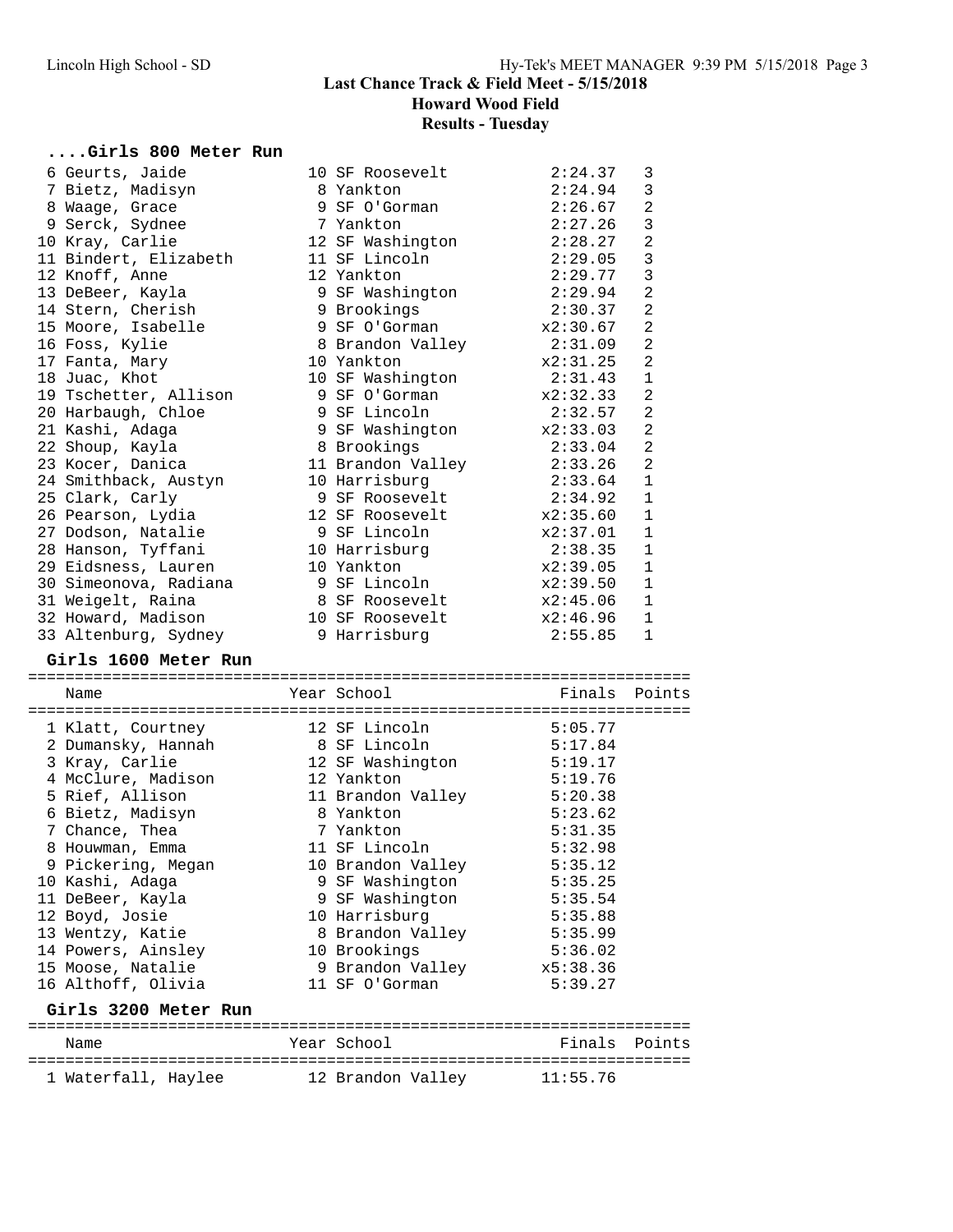# Last Chance Track & Field Meet - 5/15/2018

## Howard Wood Field

### Results - Tuesday

#### ....Girls 800 Meter Run

| Name | Year | School | Finals | Points |
|---|---|---|---|---|
| 6 Geurts, Jaide | 10 | SF Roosevelt | 2:24.37 | 3 |
| 7 Bietz, Madisyn | 8 | Yankton | 2:24.94 | 3 |
| 8 Waage, Grace | 9 | SF O'Gorman | 2:26.67 | 2 |
| 9 Serck, Sydnee | 7 | Yankton | 2:27.26 | 3 |
| 10 Kray, Carlie | 12 | SF Washington | 2:28.27 | 2 |
| 11 Bindert, Elizabeth | 11 | SF Lincoln | 2:29.05 | 3 |
| 12 Knoff, Anne | 12 | Yankton | 2:29.77 | 3 |
| 13 DeBeer, Kayla | 9 | SF Washington | 2:29.94 | 2 |
| 14 Stern, Cherish | 9 | Brookings | 2:30.37 | 2 |
| 15 Moore, Isabelle | 9 | SF O'Gorman | x2:30.67 | 2 |
| 16 Foss, Kylie | 8 | Brandon Valley | 2:31.09 | 2 |
| 17 Fanta, Mary | 10 | Yankton | x2:31.25 | 2 |
| 18 Juac, Khot | 10 | SF Washington | 2:31.43 | 1 |
| 19 Tschetter, Allison | 9 | SF O'Gorman | x2:32.33 | 2 |
| 20 Harbaugh, Chloe | 9 | SF Lincoln | 2:32.57 | 2 |
| 21 Kashi, Adaga | 9 | SF Washington | x2:33.03 | 2 |
| 22 Shoup, Kayla | 8 | Brookings | 2:33.04 | 2 |
| 23 Kocer, Danica | 11 | Brandon Valley | 2:33.26 | 2 |
| 24 Smithback, Austyn | 10 | Harrisburg | 2:33.64 | 1 |
| 25 Clark, Carly | 9 | SF Roosevelt | 2:34.92 | 1 |
| 26 Pearson, Lydia | 12 | SF Roosevelt | x2:35.60 | 1 |
| 27 Dodson, Natalie | 9 | SF Lincoln | x2:37.01 | 1 |
| 28 Hanson, Tyffani | 10 | Harrisburg | 2:38.35 | 1 |
| 29 Eidsness, Lauren | 10 | Yankton | x2:39.05 | 1 |
| 30 Simeonova, Radiana | 9 | SF Lincoln | x2:39.50 | 1 |
| 31 Weigelt, Raina | 8 | SF Roosevelt | x2:45.06 | 1 |
| 32 Howard, Madison | 10 | SF Roosevelt | x2:46.96 | 1 |
| 33 Altenburg, Sydney | 9 | Harrisburg | 2:55.85 | 1 |

#### Girls 1600 Meter Run

| Name | Year | School | Finals | Points |
|---|---|---|---|---|
| 1 Klatt, Courtney | 12 | SF Lincoln | 5:05.77 | |
| 2 Dumansky, Hannah | 8 | SF Lincoln | 5:17.84 | |
| 3 Kray, Carlie | 12 | SF Washington | 5:19.17 | |
| 4 McClure, Madison | 12 | Yankton | 5:19.76 | |
| 5 Rief, Allison | 11 | Brandon Valley | 5:20.38 | |
| 6 Bietz, Madisyn | 8 | Yankton | 5:23.62 | |
| 7 Chance, Thea | 7 | Yankton | 5:31.35 | |
| 8 Houwman, Emma | 11 | SF Lincoln | 5:32.98 | |
| 9 Pickering, Megan | 10 | Brandon Valley | 5:35.12 | |
| 10 Kashi, Adaga | 9 | SF Washington | 5:35.25 | |
| 11 DeBeer, Kayla | 9 | SF Washington | 5:35.54 | |
| 12 Boyd, Josie | 10 | Harrisburg | 5:35.88 | |
| 13 Wentzy, Katie | 8 | Brandon Valley | 5:35.99 | |
| 14 Powers, Ainsley | 10 | Brookings | 5:36.02 | |
| 15 Moose, Natalie | 9 | Brandon Valley | x5:38.36 | |
| 16 Althoff, Olivia | 11 | SF O'Gorman | 5:39.27 | |

#### Girls 3200 Meter Run

| Name | Year | School | Finals | Points |
|---|---|---|---|---|
| 1 Waterfall, Haylee | 12 | Brandon Valley | 11:55.76 | |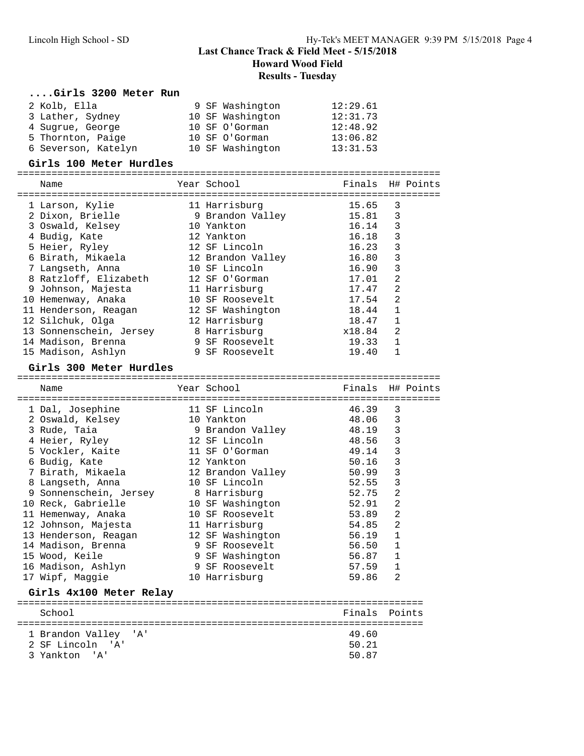## Last Chance Track & Field Meet - 5/15/2018

### Howard Wood Field

### Results - Tuesday

#### ....Girls 3200 Meter Run

| Place | Name | Year | School | Finals |
|---|---|---|---|---|
| 2 | Kolb, Ella | 9 | SF Washington | 12:29.61 |
| 3 | Lather, Sydney | 10 | SF Washington | 12:31.73 |
| 4 | Sugrue, George | 10 | SF O'Gorman | 12:48.92 |
| 5 | Thornton, Paige | 10 | SF O'Gorman | 13:06.82 |
| 6 | Severson, Katelyn | 10 | SF Washington | 13:31.53 |

#### Girls 100 Meter Hurdles

| Place | Name | Year | School | Finals | H# | Points |
|---|---|---|---|---|---|---|
| 1 | Larson, Kylie | 11 | Harrisburg | 15.65 | 3 | |
| 2 | Dixon, Brielle | 9 | Brandon Valley | 15.81 | 3 | |
| 3 | Oswald, Kelsey | 10 | Yankton | 16.14 | 3 | |
| 4 | Budig, Kate | 12 | Yankton | 16.18 | 3 | |
| 5 | Heier, Ryley | 12 | SF Lincoln | 16.23 | 3 | |
| 6 | Birath, Mikaela | 12 | Brandon Valley | 16.80 | 3 | |
| 7 | Langseth, Anna | 10 | SF Lincoln | 16.90 | 3 | |
| 8 | Ratzloff, Elizabeth | 12 | SF O'Gorman | 17.01 | 2 | |
| 9 | Johnson, Majesta | 11 | Harrisburg | 17.47 | 2 | |
| 10 | Hemenway, Anaka | 10 | SF Roosevelt | 17.54 | 2 | |
| 11 | Henderson, Reagan | 12 | SF Washington | 18.44 | 1 | |
| 12 | Silchuk, Olga | 12 | Harrisburg | 18.47 | 1 | |
| 13 | Sonnenschein, Jersey | 8 | Harrisburg | x18.84 | 2 | |
| 14 | Madison, Brenna | 9 | SF Roosevelt | 19.33 | 1 | |
| 15 | Madison, Ashlyn | 9 | SF Roosevelt | 19.40 | 1 | |

#### Girls 300 Meter Hurdles

| Place | Name | Year | School | Finals | H# | Points |
|---|---|---|---|---|---|---|
| 1 | Dal, Josephine | 11 | SF Lincoln | 46.39 | 3 | |
| 2 | Oswald, Kelsey | 10 | Yankton | 48.06 | 3 | |
| 3 | Rude, Taia | 9 | Brandon Valley | 48.19 | 3 | |
| 4 | Heier, Ryley | 12 | SF Lincoln | 48.56 | 3 | |
| 5 | Vockler, Kaite | 11 | SF O'Gorman | 49.14 | 3 | |
| 6 | Budig, Kate | 12 | Yankton | 50.16 | 3 | |
| 7 | Birath, Mikaela | 12 | Brandon Valley | 50.99 | 3 | |
| 8 | Langseth, Anna | 10 | SF Lincoln | 52.55 | 3 | |
| 9 | Sonnenschein, Jersey | 8 | Harrisburg | 52.75 | 2 | |
| 10 | Reck, Gabrielle | 10 | SF Washington | 52.91 | 2 | |
| 11 | Hemenway, Anaka | 10 | SF Roosevelt | 53.89 | 2 | |
| 12 | Johnson, Majesta | 11 | Harrisburg | 54.85 | 2 | |
| 13 | Henderson, Reagan | 12 | SF Washington | 56.19 | 1 | |
| 14 | Madison, Brenna | 9 | SF Roosevelt | 56.50 | 1 | |
| 15 | Wood, Keile | 9 | SF Washington | 56.87 | 1 | |
| 16 | Madison, Ashlyn | 9 | SF Roosevelt | 57.59 | 1 | |
| 17 | Wipf, Maggie | 10 | Harrisburg | 59.86 | 2 | |

#### Girls 4x100 Meter Relay

| Place | School | Finals | Points |
|---|---|---|---|
| 1 | Brandon Valley 'A' | 49.60 | |
| 2 | SF Lincoln 'A' | 50.21 | |
| 3 | Yankton 'A' | 50.87 | |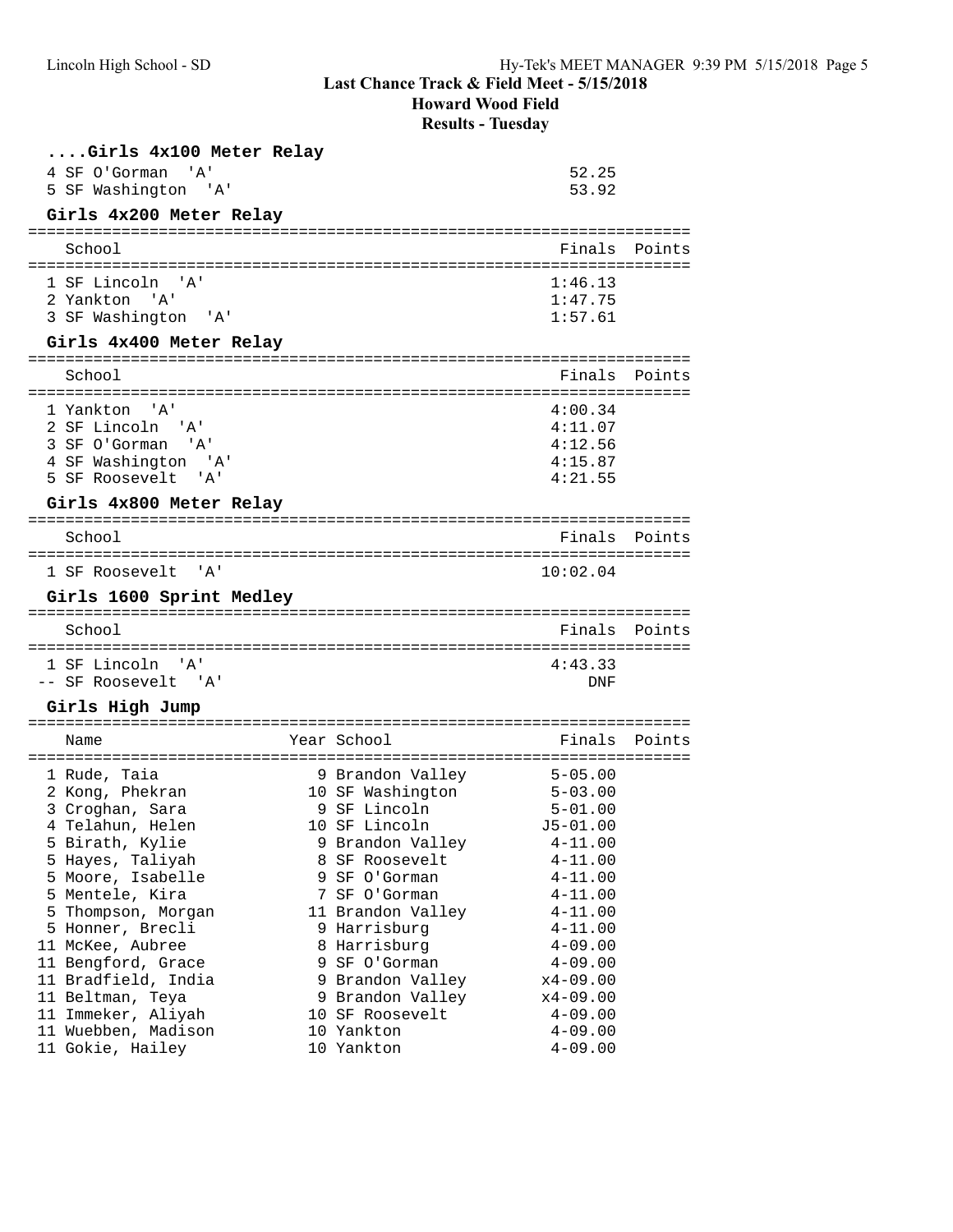# Last Chance Track & Field Meet - 5/15/2018
## Howard Wood Field
### Results - Tuesday

### ....Girls 4x100 Meter Relay

| Place | School | Finals | Points |
|---|---|---|---|
| 4 | SF O'Gorman 'A' | 52.25 | |
| 5 | SF Washington 'A' | 53.92 | |

### Girls 4x200 Meter Relay

| Place | School | Finals | Points |
|---|---|---|---|
| 1 | SF Lincoln 'A' | 1:46.13 | |
| 2 | Yankton 'A' | 1:47.75 | |
| 3 | SF Washington 'A' | 1:57.61 | |

### Girls 4x400 Meter Relay

| Place | School | Finals | Points |
|---|---|---|---|
| 1 | Yankton 'A' | 4:00.34 | |
| 2 | SF Lincoln 'A' | 4:11.07 | |
| 3 | SF O'Gorman 'A' | 4:12.56 | |
| 4 | SF Washington 'A' | 4:15.87 | |
| 5 | SF Roosevelt 'A' | 4:21.55 | |

### Girls 4x800 Meter Relay

| Place | School | Finals | Points |
|---|---|---|---|
| 1 | SF Roosevelt 'A' | 10:02.04 | |

### Girls 1600 Sprint Medley

| Place | School | Finals | Points |
|---|---|---|---|
| 1 | SF Lincoln 'A' | 4:43.33 | |
| -- | SF Roosevelt 'A' | DNF | |

### Girls High Jump

| Place | Name | Year | School | Finals | Points |
|---|---|---|---|---|---|
| 1 | Rude, Taia | 9 | Brandon Valley | 5-05.00 | |
| 2 | Kong, Phekran | 10 | SF Washington | 5-03.00 | |
| 3 | Croghan, Sara | 9 | SF Lincoln | 5-01.00 | |
| 4 | Telahun, Helen | 10 | SF Lincoln | J5-01.00 | |
| 5 | Birath, Kylie | 9 | Brandon Valley | 4-11.00 | |
| 5 | Hayes, Taliyah | 8 | SF Roosevelt | 4-11.00 | |
| 5 | Moore, Isabelle | 9 | SF O'Gorman | 4-11.00 | |
| 5 | Mentele, Kira | 7 | SF O'Gorman | 4-11.00 | |
| 5 | Thompson, Morgan | 11 | Brandon Valley | 4-11.00 | |
| 5 | Honner, Brecli | 9 | Harrisburg | 4-11.00 | |
| 11 | McKee, Aubree | 8 | Harrisburg | 4-09.00 | |
| 11 | Bengford, Grace | 9 | SF O'Gorman | 4-09.00 | |
| 11 | Bradfield, India | 9 | Brandon Valley | x4-09.00 | |
| 11 | Beltman, Teya | 9 | Brandon Valley | x4-09.00 | |
| 11 | Immeker, Aliyah | 10 | SF Roosevelt | 4-09.00 | |
| 11 | Wuebben, Madison | 10 | Yankton | 4-09.00 | |
| 11 | Gokie, Hailey | 10 | Yankton | 4-09.00 | |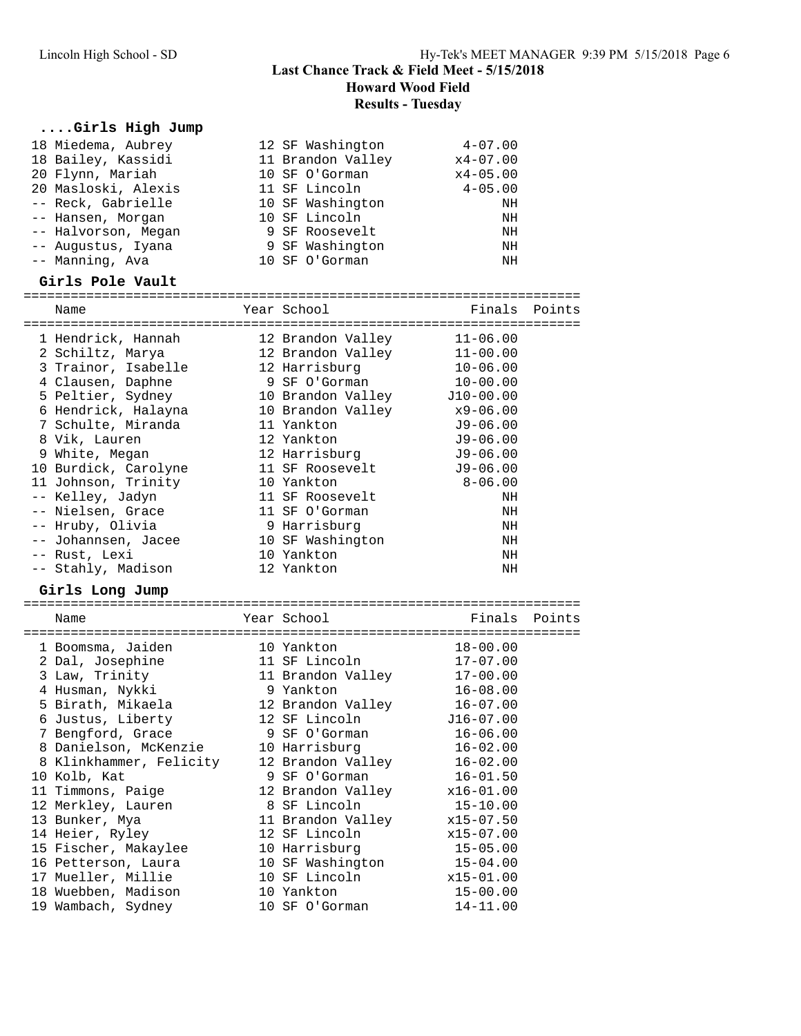## Last Chance Track & Field Meet - 5/15/2018
## Howard Wood Field
## Results - Tuesday

### ....Girls High Jump

| Place | Name | Year | School | Finals |
|---|---|---|---|---|
| 18 | Miedema, Aubrey | 12 | SF Washington | 4-07.00 |
| 18 | Bailey, Kassidi | 11 | Brandon Valley | x4-07.00 |
| 20 | Flynn, Mariah | 10 | SF O'Gorman | x4-05.00 |
| 20 | Masloski, Alexis | 11 | SF Lincoln | 4-05.00 |
| -- | Reck, Gabrielle | 10 | SF Washington | NH |
| -- | Hansen, Morgan | 10 | SF Lincoln | NH |
| -- | Halvorson, Megan | 9 | SF Roosevelt | NH |
| -- | Augustus, Iyana | 9 | SF Washington | NH |
| -- | Manning, Ava | 10 | SF O'Gorman | NH |

### Girls Pole Vault

| Place | Name | Year | School | Finals | Points |
|---|---|---|---|---|---|
| 1 | Hendrick, Hannah | 12 | Brandon Valley | 11-06.00 | |
| 2 | Schiltz, Marya | 12 | Brandon Valley | 11-00.00 | |
| 3 | Trainor, Isabelle | 12 | Harrisburg | 10-06.00 | |
| 4 | Clausen, Daphne | 9 | SF O'Gorman | 10-00.00 | |
| 5 | Peltier, Sydney | 10 | Brandon Valley | J10-00.00 | |
| 6 | Hendrick, Halayna | 10 | Brandon Valley | x9-06.00 | |
| 7 | Schulte, Miranda | 11 | Yankton | J9-06.00 | |
| 8 | Vik, Lauren | 12 | Yankton | J9-06.00 | |
| 9 | White, Megan | 12 | Harrisburg | J9-06.00 | |
| 10 | Burdick, Carolyne | 11 | SF Roosevelt | J9-06.00 | |
| 11 | Johnson, Trinity | 10 | Yankton | 8-06.00 | |
| -- | Kelley, Jadyn | 11 | SF Roosevelt | NH | |
| -- | Nielsen, Grace | 11 | SF O'Gorman | NH | |
| -- | Hruby, Olivia | 9 | Harrisburg | NH | |
| -- | Johannsen, Jacee | 10 | SF Washington | NH | |
| -- | Rust, Lexi | 10 | Yankton | NH | |
| -- | Stahly, Madison | 12 | Yankton | NH | |

### Girls Long Jump

| Place | Name | Year | School | Finals | Points |
|---|---|---|---|---|---|
| 1 | Boomsma, Jaiden | 10 | Yankton | 18-00.00 | |
| 2 | Dal, Josephine | 11 | SF Lincoln | 17-07.00 | |
| 3 | Law, Trinity | 11 | Brandon Valley | 17-00.00 | |
| 4 | Husman, Nykki | 9 | Yankton | 16-08.00 | |
| 5 | Birath, Mikaela | 12 | Brandon Valley | 16-07.00 | |
| 6 | Justus, Liberty | 12 | SF Lincoln | J16-07.00 | |
| 7 | Bengford, Grace | 9 | SF O'Gorman | 16-06.00 | |
| 8 | Danielson, McKenzie | 10 | Harrisburg | 16-02.00 | |
| 8 | Klinkhammer, Felicity | 12 | Brandon Valley | 16-02.00 | |
| 10 | Kolb, Kat | 9 | SF O'Gorman | 16-01.50 | |
| 11 | Timmons, Paige | 12 | Brandon Valley | x16-01.00 | |
| 12 | Merkley, Lauren | 8 | SF Lincoln | 15-10.00 | |
| 13 | Bunker, Mya | 11 | Brandon Valley | x15-07.50 | |
| 14 | Heier, Ryley | 12 | SF Lincoln | x15-07.00 | |
| 15 | Fischer, Makaylee | 10 | Harrisburg | 15-05.00 | |
| 16 | Petterson, Laura | 10 | SF Washington | 15-04.00 | |
| 17 | Mueller, Millie | 10 | SF Lincoln | x15-01.00 | |
| 18 | Wuebben, Madison | 10 | Yankton | 15-00.00 | |
| 19 | Wambach, Sydney | 10 | SF O'Gorman | 14-11.00 | |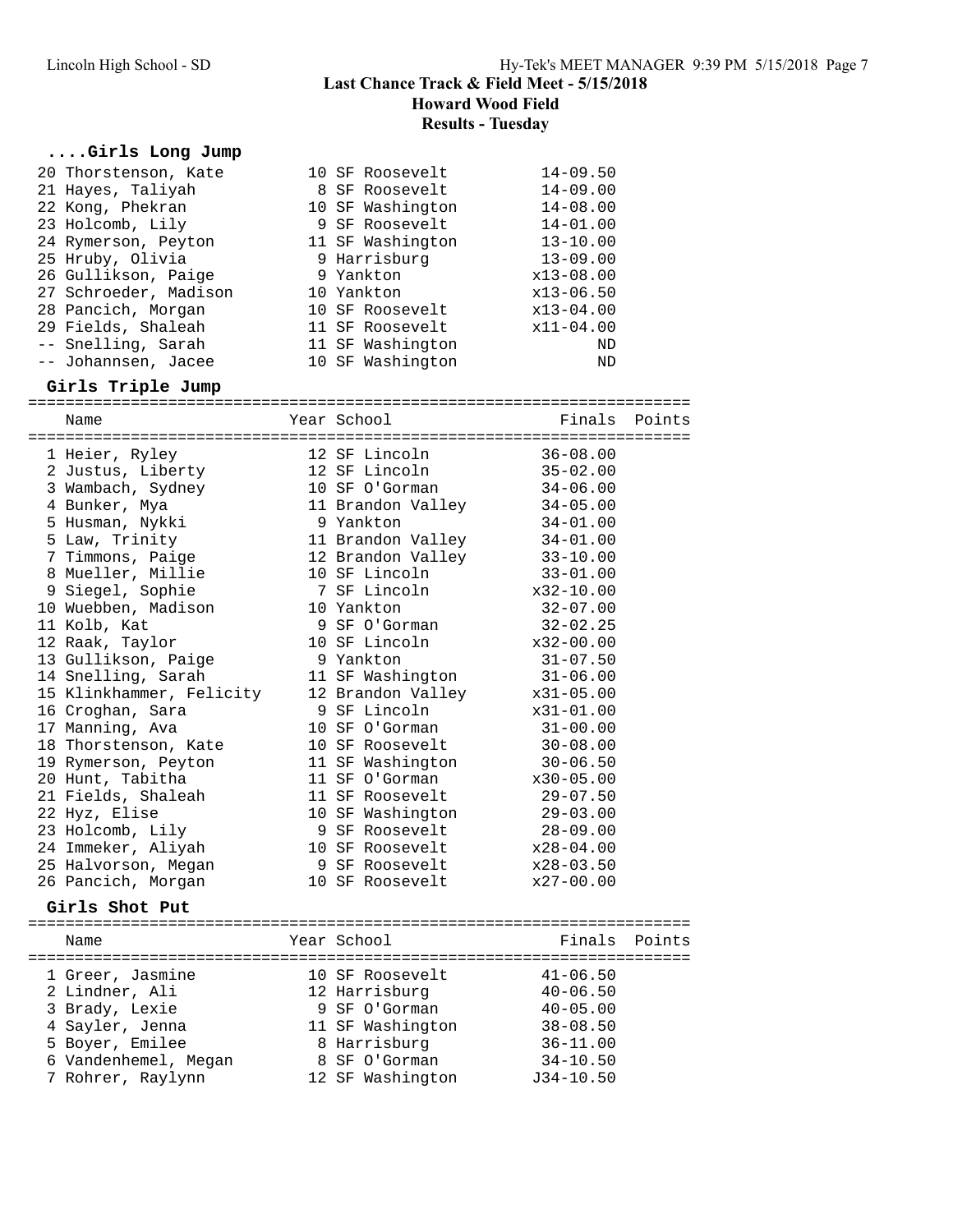# Last Chance Track & Field Meet - 5/15/2018

## Howard Wood Field

## Results - Tuesday

### ....Girls Long Jump

| Place | Name | Year | School | Finals | Points |
|---|---|---|---|---|---|
| 20 | Thorstenson, Kate | 10 | SF Roosevelt | 14-09.50 | |
| 21 | Hayes, Taliyah | 8 | SF Roosevelt | 14-09.00 | |
| 22 | Kong, Phekran | 10 | SF Washington | 14-08.00 | |
| 23 | Holcomb, Lily | 9 | SF Roosevelt | 14-01.00 | |
| 24 | Rymerson, Peyton | 11 | SF Washington | 13-10.00 | |
| 25 | Hruby, Olivia | 9 | Harrisburg | 13-09.00 | |
| 26 | Gullikson, Paige | 9 | Yankton | x13-08.00 | |
| 27 | Schroeder, Madison | 10 | Yankton | x13-06.50 | |
| 28 | Pancich, Morgan | 10 | SF Roosevelt | x13-04.00 | |
| 29 | Fields, Shaleah | 11 | SF Roosevelt | x11-04.00 | |
| -- | Snelling, Sarah | 11 | SF Washington | ND | |
| -- | Johannsen, Jacee | 10 | SF Washington | ND | |

### Girls Triple Jump

| Place | Name | Year | School | Finals | Points |
|---|---|---|---|---|---|
| 1 | Heier, Ryley | 12 | SF Lincoln | 36-08.00 | |
| 2 | Justus, Liberty | 12 | SF Lincoln | 35-02.00 | |
| 3 | Wambach, Sydney | 10 | SF O'Gorman | 34-06.00 | |
| 4 | Bunker, Mya | 11 | Brandon Valley | 34-05.00 | |
| 5 | Husman, Nykki | 9 | Yankton | 34-01.00 | |
| 5 | Law, Trinity | 11 | Brandon Valley | 34-01.00 | |
| 7 | Timmons, Paige | 12 | Brandon Valley | 33-10.00 | |
| 8 | Mueller, Millie | 10 | SF Lincoln | 33-01.00 | |
| 9 | Siegel, Sophie | 7 | SF Lincoln | x32-10.00 | |
| 10 | Wuebben, Madison | 10 | Yankton | 32-07.00 | |
| 11 | Kolb, Kat | 9 | SF O'Gorman | 32-02.25 | |
| 12 | Raak, Taylor | 10 | SF Lincoln | x32-00.00 | |
| 13 | Gullikson, Paige | 9 | Yankton | 31-07.50 | |
| 14 | Snelling, Sarah | 11 | SF Washington | 31-06.00 | |
| 15 | Klinkhammer, Felicity | 12 | Brandon Valley | x31-05.00 | |
| 16 | Croghan, Sara | 9 | SF Lincoln | x31-01.00 | |
| 17 | Manning, Ava | 10 | SF O'Gorman | 31-00.00 | |
| 18 | Thorstenson, Kate | 10 | SF Roosevelt | 30-08.00 | |
| 19 | Rymerson, Peyton | 11 | SF Washington | 30-06.50 | |
| 20 | Hunt, Tabitha | 11 | SF O'Gorman | x30-05.00 | |
| 21 | Fields, Shaleah | 11 | SF Roosevelt | 29-07.50 | |
| 22 | Hyz, Elise | 10 | SF Washington | 29-03.00 | |
| 23 | Holcomb, Lily | 9 | SF Roosevelt | 28-09.00 | |
| 24 | Immeker, Aliyah | 10 | SF Roosevelt | x28-04.00 | |
| 25 | Halvorson, Megan | 9 | SF Roosevelt | x28-03.50 | |
| 26 | Pancich, Morgan | 10 | SF Roosevelt | x27-00.00 | |

### Girls Shot Put

| Place | Name | Year | School | Finals | Points |
|---|---|---|---|---|---|
| 1 | Greer, Jasmine | 10 | SF Roosevelt | 41-06.50 | |
| 2 | Lindner, Ali | 12 | Harrisburg | 40-06.50 | |
| 3 | Brady, Lexie | 9 | SF O'Gorman | 40-05.00 | |
| 4 | Sayler, Jenna | 11 | SF Washington | 38-08.50 | |
| 5 | Boyer, Emilee | 8 | Harrisburg | 36-11.00 | |
| 6 | Vandenhemel, Megan | 8 | SF O'Gorman | 34-10.50 | |
| 7 | Rohrer, Raylynn | 12 | SF Washington | J34-10.50 | |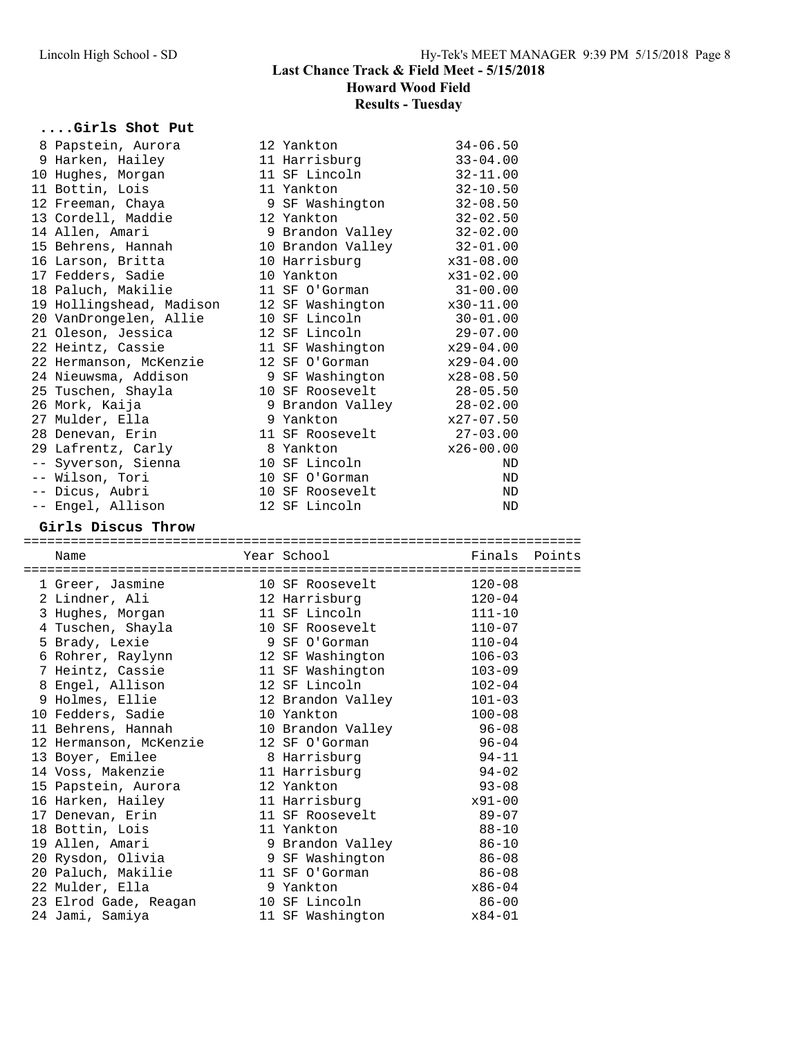## Last Chance Track & Field Meet - 5/15/2018
## Howard Wood Field
## Results - Tuesday

### ....Girls Shot Put

| Place | Name | Year | School | Finals |
|---|---|---|---|---|
| 8 | Papstein, Aurora | 12 | Yankton | 34-06.50 |
| 9 | Harken, Hailey | 11 | Harrisburg | 33-04.00 |
| 10 | Hughes, Morgan | 11 | SF Lincoln | 32-11.00 |
| 11 | Bottin, Lois | 11 | Yankton | 32-10.50 |
| 12 | Freeman, Chaya | 9 | SF Washington | 32-08.50 |
| 13 | Cordell, Maddie | 12 | Yankton | 32-02.50 |
| 14 | Allen, Amari | 9 | Brandon Valley | 32-02.00 |
| 15 | Behrens, Hannah | 10 | Brandon Valley | 32-01.00 |
| 16 | Larson, Britta | 10 | Harrisburg | x31-08.00 |
| 17 | Fedders, Sadie | 10 | Yankton | x31-02.00 |
| 18 | Paluch, Makilie | 11 | SF O'Gorman | 31-00.00 |
| 19 | Hollingshead, Madison | 12 | SF Washington | x30-11.00 |
| 20 | VanDrongelen, Allie | 10 | SF Lincoln | 30-01.00 |
| 21 | Oleson, Jessica | 12 | SF Lincoln | 29-07.00 |
| 22 | Heintz, Cassie | 11 | SF Washington | x29-04.00 |
| 22 | Hermanson, McKenzie | 12 | SF O'Gorman | x29-04.00 |
| 24 | Nieuwsma, Addison | 9 | SF Washington | x28-08.50 |
| 25 | Tuschen, Shayla | 10 | SF Roosevelt | 28-05.50 |
| 26 | Mork, Kaija | 9 | Brandon Valley | 28-02.00 |
| 27 | Mulder, Ella | 9 | Yankton | x27-07.50 |
| 28 | Denevan, Erin | 11 | SF Roosevelt | 27-03.00 |
| 29 | Lafrentz, Carly | 8 | Yankton | x26-00.00 |
| -- | Syverson, Sienna | 10 | SF Lincoln | ND |
| -- | Wilson, Tori | 10 | SF O'Gorman | ND |
| -- | Dicus, Aubri | 10 | SF Roosevelt | ND |
| -- | Engel, Allison | 12 | SF Lincoln | ND |

### Girls Discus Throw

| Place | Name | Year | School | Finals | Points |
|---|---|---|---|---|---|
| 1 | Greer, Jasmine | 10 | SF Roosevelt | 120-08 | |
| 2 | Lindner, Ali | 12 | Harrisburg | 120-04 | |
| 3 | Hughes, Morgan | 11 | SF Lincoln | 111-10 | |
| 4 | Tuschen, Shayla | 10 | SF Roosevelt | 110-07 | |
| 5 | Brady, Lexie | 9 | SF O'Gorman | 110-04 | |
| 6 | Rohrer, Raylynn | 12 | SF Washington | 106-03 | |
| 7 | Heintz, Cassie | 11 | SF Washington | 103-09 | |
| 8 | Engel, Allison | 12 | SF Lincoln | 102-04 | |
| 9 | Holmes, Ellie | 12 | Brandon Valley | 101-03 | |
| 10 | Fedders, Sadie | 10 | Yankton | 100-08 | |
| 11 | Behrens, Hannah | 10 | Brandon Valley | 96-08 | |
| 12 | Hermanson, McKenzie | 12 | SF O'Gorman | 96-04 | |
| 13 | Boyer, Emilee | 8 | Harrisburg | 94-11 | |
| 14 | Voss, Makenzie | 11 | Harrisburg | 94-02 | |
| 15 | Papstein, Aurora | 12 | Yankton | 93-08 | |
| 16 | Harken, Hailey | 11 | Harrisburg | x91-00 | |
| 17 | Denevan, Erin | 11 | SF Roosevelt | 89-07 | |
| 18 | Bottin, Lois | 11 | Yankton | 88-10 | |
| 19 | Allen, Amari | 9 | Brandon Valley | 86-10 | |
| 20 | Rysdon, Olivia | 9 | SF Washington | 86-08 | |
| 20 | Paluch, Makilie | 11 | SF O'Gorman | 86-08 | |
| 22 | Mulder, Ella | 9 | Yankton | x86-04 | |
| 23 | Elrod Gade, Reagan | 10 | SF Lincoln | 86-00 | |
| 24 | Jami, Samiya | 11 | SF Washington | x84-01 | |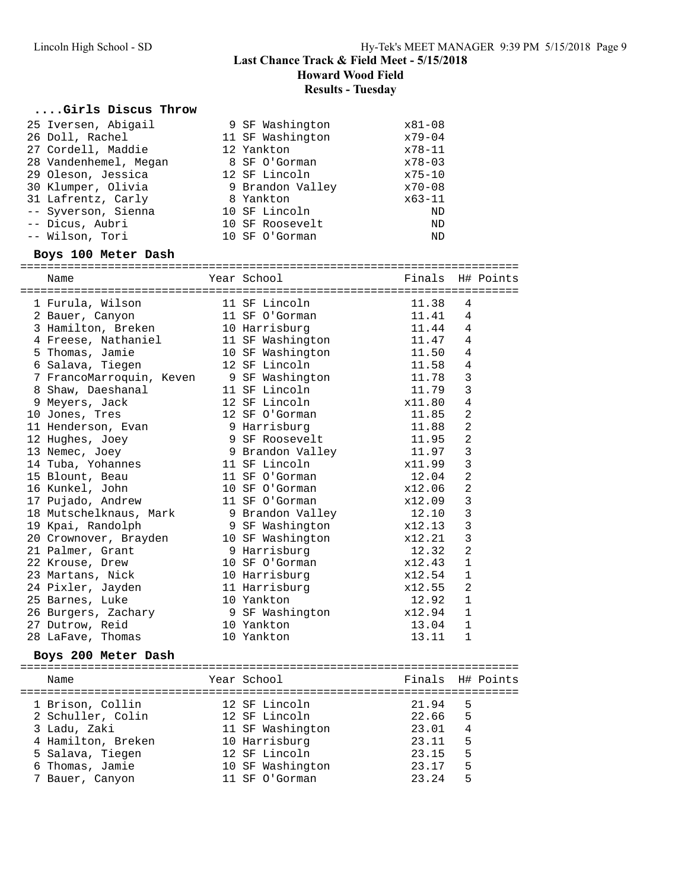# Last Chance Track & Field Meet - 5/15/2018

## Howard Wood Field

### Results - Tuesday

#### ....Girls Discus Throw

| Place | Name | Year | School | Finals |
|---|---|---|---|---|
| 25 | Iversen, Abigail | 9 | SF Washington | x81-08 |
| 26 | Doll, Rachel | 11 | SF Washington | x79-04 |
| 27 | Cordell, Maddie | 12 | Yankton | x78-11 |
| 28 | Vandenhemel, Megan | 8 | SF O'Gorman | x78-03 |
| 29 | Oleson, Jessica | 12 | SF Lincoln | x75-10 |
| 30 | Klumper, Olivia | 9 | Brandon Valley | x70-08 |
| 31 | Lafrentz, Carly | 8 | Yankton | x63-11 |
| -- | Syverson, Sienna | 10 | SF Lincoln | ND |
| -- | Dicus, Aubri | 10 | SF Roosevelt | ND |
| -- | Wilson, Tori | 10 | SF O'Gorman | ND |

#### Boys 100 Meter Dash

| Place | Name | Year | School | Finals | H# | Points |
|---|---|---|---|---|---|---|
| 1 | Furula, Wilson | 11 | SF Lincoln | 11.38 | 4 | |
| 2 | Bauer, Canyon | 11 | SF O'Gorman | 11.41 | 4 | |
| 3 | Hamilton, Breken | 10 | Harrisburg | 11.44 | 4 | |
| 4 | Freese, Nathaniel | 11 | SF Washington | 11.47 | 4 | |
| 5 | Thomas, Jamie | 10 | SF Washington | 11.50 | 4 | |
| 6 | Salava, Tiegen | 12 | SF Lincoln | 11.58 | 4 | |
| 7 | FrancoMarroquin, Keven | 9 | SF Washington | 11.78 | 3 | |
| 8 | Shaw, Daeshanal | 11 | SF Lincoln | 11.79 | 3 | |
| 9 | Meyers, Jack | 12 | SF Lincoln | x11.80 | 4 | |
| 10 | Jones, Tres | 12 | SF O'Gorman | 11.85 | 2 | |
| 11 | Henderson, Evan | 9 | Harrisburg | 11.88 | 2 | |
| 12 | Hughes, Joey | 9 | SF Roosevelt | 11.95 | 2 | |
| 13 | Nemec, Joey | 9 | Brandon Valley | 11.97 | 3 | |
| 14 | Tuba, Yohannes | 11 | SF Lincoln | x11.99 | 3 | |
| 15 | Blount, Beau | 11 | SF O'Gorman | 12.04 | 2 | |
| 16 | Kunkel, John | 10 | SF O'Gorman | x12.06 | 2 | |
| 17 | Pujado, Andrew | 11 | SF O'Gorman | x12.09 | 3 | |
| 18 | Mutschelknaus, Mark | 9 | Brandon Valley | 12.10 | 3 | |
| 19 | Kpai, Randolph | 9 | SF Washington | x12.13 | 3 | |
| 20 | Crownover, Brayden | 10 | SF Washington | x12.21 | 3 | |
| 21 | Palmer, Grant | 9 | Harrisburg | 12.32 | 2 | |
| 22 | Krouse, Drew | 10 | SF O'Gorman | x12.43 | 1 | |
| 23 | Martans, Nick | 10 | Harrisburg | x12.54 | 1 | |
| 24 | Pixler, Jayden | 11 | Harrisburg | x12.55 | 2 | |
| 25 | Barnes, Luke | 10 | Yankton | 12.92 | 1 | |
| 26 | Burgers, Zachary | 9 | SF Washington | x12.94 | 1 | |
| 27 | Dutrow, Reid | 10 | Yankton | 13.04 | 1 | |
| 28 | LaFave, Thomas | 10 | Yankton | 13.11 | 1 | |

#### Boys 200 Meter Dash

| Place | Name | Year | School | Finals | H# | Points |
|---|---|---|---|---|---|---|
| 1 | Brison, Collin | 12 | SF Lincoln | 21.94 | 5 | |
| 2 | Schuller, Colin | 12 | SF Lincoln | 22.66 | 5 | |
| 3 | Ladu, Zaki | 11 | SF Washington | 23.01 | 4 | |
| 4 | Hamilton, Breken | 10 | Harrisburg | 23.11 | 5 | |
| 5 | Salava, Tiegen | 12 | SF Lincoln | 23.15 | 5 | |
| 6 | Thomas, Jamie | 10 | SF Washington | 23.17 | 5 | |
| 7 | Bauer, Canyon | 11 | SF O'Gorman | 23.24 | 5 | |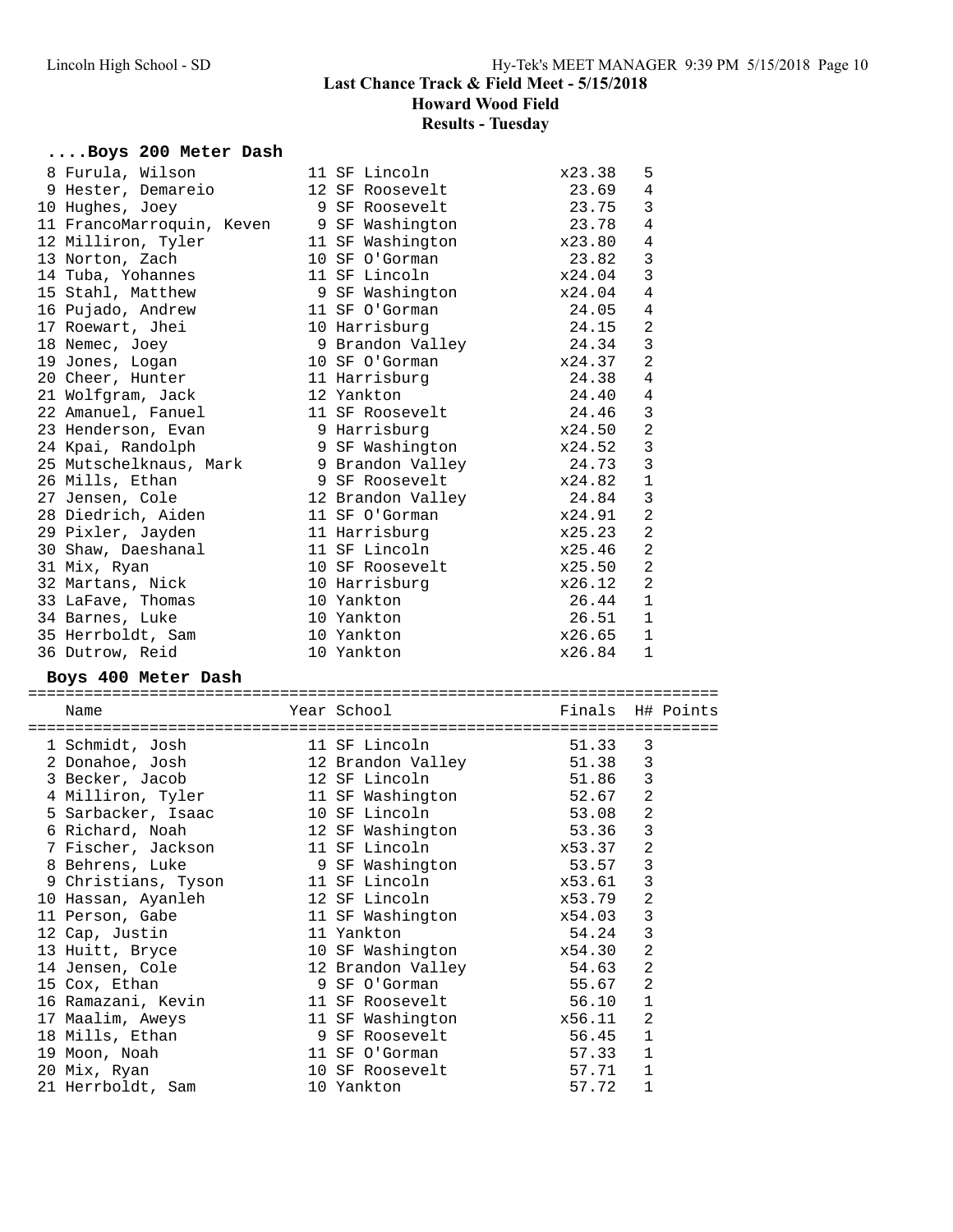# Last Chance Track & Field Meet - 5/15/2018

## Howard Wood Field

### Results - Tuesday

#### ....Boys 200 Meter Dash

| Place | Name | Year | School | Finals | H# | Points |
|---|---|---|---|---|---|---|
| 8 | Furula, Wilson | 11 | SF Lincoln | x23.38 | 5 | |
| 9 | Hester, Demareio | 12 | SF Roosevelt | 23.69 | 4 | |
| 10 | Hughes, Joey | 9 | SF Roosevelt | 23.75 | 3 | |
| 11 | FrancoMarroquin, Keven | 9 | SF Washington | 23.78 | 4 | |
| 12 | Milliron, Tyler | 11 | SF Washington | x23.80 | 4 | |
| 13 | Norton, Zach | 10 | SF O'Gorman | 23.82 | 3 | |
| 14 | Tuba, Yohannes | 11 | SF Lincoln | x24.04 | 3 | |
| 15 | Stahl, Matthew | 9 | SF Washington | x24.04 | 4 | |
| 16 | Pujado, Andrew | 11 | SF O'Gorman | 24.05 | 4 | |
| 17 | Roewart, Jhei | 10 | Harrisburg | 24.15 | 2 | |
| 18 | Nemec, Joey | 9 | Brandon Valley | 24.34 | 3 | |
| 19 | Jones, Logan | 10 | SF O'Gorman | x24.37 | 2 | |
| 20 | Cheer, Hunter | 11 | Harrisburg | 24.38 | 4 | |
| 21 | Wolfgram, Jack | 12 | Yankton | 24.40 | 4 | |
| 22 | Amanuel, Fanuel | 11 | SF Roosevelt | 24.46 | 3 | |
| 23 | Henderson, Evan | 9 | Harrisburg | x24.50 | 2 | |
| 24 | Kpai, Randolph | 9 | SF Washington | x24.52 | 3 | |
| 25 | Mutschelknaus, Mark | 9 | Brandon Valley | 24.73 | 3 | |
| 26 | Mills, Ethan | 9 | SF Roosevelt | x24.82 | 1 | |
| 27 | Jensen, Cole | 12 | Brandon Valley | 24.84 | 3 | |
| 28 | Diedrich, Aiden | 11 | SF O'Gorman | x24.91 | 2 | |
| 29 | Pixler, Jayden | 11 | Harrisburg | x25.23 | 2 | |
| 30 | Shaw, Daeshanal | 11 | SF Lincoln | x25.46 | 2 | |
| 31 | Mix, Ryan | 10 | SF Roosevelt | x25.50 | 2 | |
| 32 | Martans, Nick | 10 | Harrisburg | x26.12 | 2 | |
| 33 | LaFave, Thomas | 10 | Yankton | 26.44 | 1 | |
| 34 | Barnes, Luke | 10 | Yankton | 26.51 | 1 | |
| 35 | Herrboldt, Sam | 10 | Yankton | x26.65 | 1 | |
| 36 | Dutrow, Reid | 10 | Yankton | x26.84 | 1 | |

#### Boys 400 Meter Dash

| Place | Name | Year | School | Finals | H# | Points |
|---|---|---|---|---|---|---|
| 1 | Schmidt, Josh | 11 | SF Lincoln | 51.33 | 3 | |
| 2 | Donahoe, Josh | 12 | Brandon Valley | 51.38 | 3 | |
| 3 | Becker, Jacob | 12 | SF Lincoln | 51.86 | 3 | |
| 4 | Milliron, Tyler | 11 | SF Washington | 52.67 | 2 | |
| 5 | Sarbacker, Isaac | 10 | SF Lincoln | 53.08 | 2 | |
| 6 | Richard, Noah | 12 | SF Washington | 53.36 | 3 | |
| 7 | Fischer, Jackson | 11 | SF Lincoln | x53.37 | 2 | |
| 8 | Behrens, Luke | 9 | SF Washington | 53.57 | 3 | |
| 9 | Christians, Tyson | 11 | SF Lincoln | x53.61 | 3 | |
| 10 | Hassan, Ayanleh | 12 | SF Lincoln | x53.79 | 2 | |
| 11 | Person, Gabe | 11 | SF Washington | x54.03 | 3 | |
| 12 | Cap, Justin | 11 | Yankton | 54.24 | 3 | |
| 13 | Huitt, Bryce | 10 | SF Washington | x54.30 | 2 | |
| 14 | Jensen, Cole | 12 | Brandon Valley | 54.63 | 2 | |
| 15 | Cox, Ethan | 9 | SF O'Gorman | 55.67 | 2 | |
| 16 | Ramazani, Kevin | 11 | SF Roosevelt | 56.10 | 1 | |
| 17 | Maalim, Aweys | 11 | SF Washington | x56.11 | 2 | |
| 18 | Mills, Ethan | 9 | SF Roosevelt | 56.45 | 1 | |
| 19 | Moon, Noah | 11 | SF O'Gorman | 57.33 | 1 | |
| 20 | Mix, Ryan | 10 | SF Roosevelt | 57.71 | 1 | |
| 21 | Herrboldt, Sam | 10 | Yankton | 57.72 | 1 | |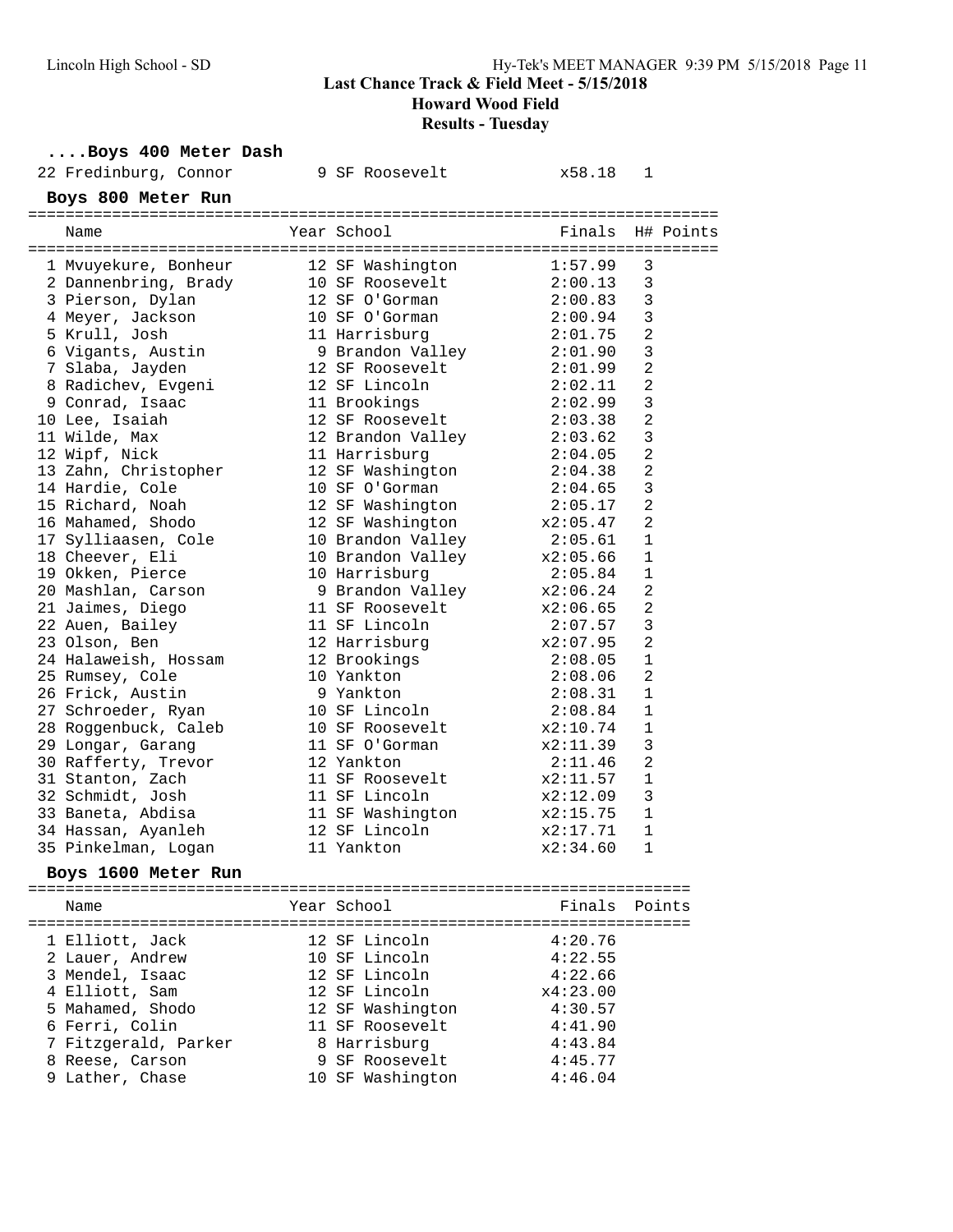## Last Chance Track & Field Meet - 5/15/2018
### Howard Wood Field
### Results - Tuesday

**....Boys 400 Meter Dash**

| | Name | Year | School | Finals | H# | Points |
|---|---|---|---|---|---|---|
| 22 | Fredinburg, Connor | 9 | SF Roosevelt | x58.18 | 1 | |

**Boys 800 Meter Run**

| | Name | Year | School | Finals | H# | Points |
|---|---|---|---|---|---|---|
| 1 | Mvuyekure, Bonheur | 12 | SF Washington | 1:57.99 | 3 | |
| 2 | Dannenbring, Brady | 10 | SF Roosevelt | 2:00.13 | 3 | |
| 3 | Pierson, Dylan | 12 | SF O'Gorman | 2:00.83 | 3 | |
| 4 | Meyer, Jackson | 10 | SF O'Gorman | 2:00.94 | 3 | |
| 5 | Krull, Josh | 11 | Harrisburg | 2:01.75 | 2 | |
| 6 | Vigants, Austin | 9 | Brandon Valley | 2:01.90 | 3 | |
| 7 | Slaba, Jayden | 12 | SF Roosevelt | 2:01.99 | 2 | |
| 8 | Radichev, Evgeni | 12 | SF Lincoln | 2:02.11 | 2 | |
| 9 | Conrad, Isaac | 11 | Brookings | 2:02.99 | 3 | |
| 10 | Lee, Isaiah | 12 | SF Roosevelt | 2:03.38 | 2 | |
| 11 | Wilde, Max | 12 | Brandon Valley | 2:03.62 | 3 | |
| 12 | Wipf, Nick | 11 | Harrisburg | 2:04.05 | 2 | |
| 13 | Zahn, Christopher | 12 | SF Washington | 2:04.38 | 2 | |
| 14 | Hardie, Cole | 10 | SF O'Gorman | 2:04.65 | 3 | |
| 15 | Richard, Noah | 12 | SF Washington | 2:05.17 | 2 | |
| 16 | Mahamed, Shodo | 12 | SF Washington | x2:05.47 | 2 | |
| 17 | Sylliaasen, Cole | 10 | Brandon Valley | 2:05.61 | 1 | |
| 18 | Cheever, Eli | 10 | Brandon Valley | x2:05.66 | 1 | |
| 19 | Okken, Pierce | 10 | Harrisburg | 2:05.84 | 1 | |
| 20 | Mashlan, Carson | 9 | Brandon Valley | x2:06.24 | 2 | |
| 21 | Jaimes, Diego | 11 | SF Roosevelt | x2:06.65 | 2 | |
| 22 | Auen, Bailey | 11 | SF Lincoln | 2:07.57 | 3 | |
| 23 | Olson, Ben | 12 | Harrisburg | x2:07.95 | 2 | |
| 24 | Halaweish, Hossam | 12 | Brookings | 2:08.05 | 1 | |
| 25 | Rumsey, Cole | 10 | Yankton | 2:08.06 | 2 | |
| 26 | Frick, Austin | 9 | Yankton | 2:08.31 | 1 | |
| 27 | Schroeder, Ryan | 10 | SF Lincoln | 2:08.84 | 1 | |
| 28 | Roggenbuck, Caleb | 10 | SF Roosevelt | x2:10.74 | 1 | |
| 29 | Longar, Garang | 11 | SF O'Gorman | x2:11.39 | 3 | |
| 30 | Rafferty, Trevor | 12 | Yankton | 2:11.46 | 2 | |
| 31 | Stanton, Zach | 11 | SF Roosevelt | x2:11.57 | 1 | |
| 32 | Schmidt, Josh | 11 | SF Lincoln | x2:12.09 | 3 | |
| 33 | Baneta, Abdisa | 11 | SF Washington | x2:15.75 | 1 | |
| 34 | Hassan, Ayanleh | 12 | SF Lincoln | x2:17.71 | 1 | |
| 35 | Pinkelman, Logan | 11 | Yankton | x2:34.60 | 1 | |

**Boys 1600 Meter Run**

| | Name | Year | School | Finals | Points |
|---|---|---|---|---|---|
| 1 | Elliott, Jack | 12 | SF Lincoln | 4:20.76 | |
| 2 | Lauer, Andrew | 10 | SF Lincoln | 4:22.55 | |
| 3 | Mendel, Isaac | 12 | SF Lincoln | 4:22.66 | |
| 4 | Elliott, Sam | 12 | SF Lincoln | x4:23.00 | |
| 5 | Mahamed, Shodo | 12 | SF Washington | 4:30.57 | |
| 6 | Ferri, Colin | 11 | SF Roosevelt | 4:41.90 | |
| 7 | Fitzgerald, Parker | 8 | Harrisburg | 4:43.84 | |
| 8 | Reese, Carson | 9 | SF Roosevelt | 4:45.77 | |
| 9 | Lather, Chase | 10 | SF Washington | 4:46.04 | |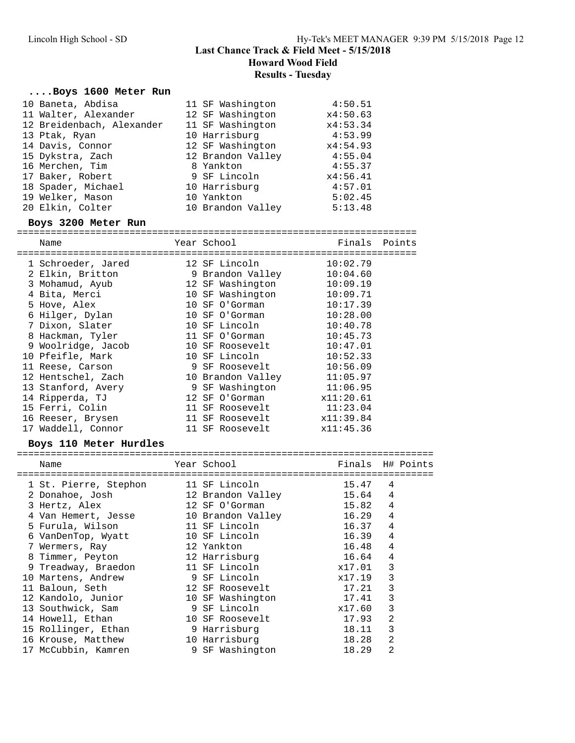**Last Chance Track & Field Meet - 5/15/2018**
**Howard Wood Field**
**Results - Tuesday**

### ....Boys 1600 Meter Run

| | Name | Year | School | Finals |
|---|---|---|---|---|
| 10 | Baneta, Abdisa | 11 | SF Washington | 4:50.51 |
| 11 | Walter, Alexander | 12 | SF Washington | x4:50.63 |
| 12 | Breidenbach, Alexander | 11 | SF Washington | x4:53.34 |
| 13 | Ptak, Ryan | 10 | Harrisburg | 4:53.99 |
| 14 | Davis, Connor | 12 | SF Washington | x4:54.93 |
| 15 | Dykstra, Zach | 12 | Brandon Valley | 4:55.04 |
| 16 | Merchen, Tim | 8 | Yankton | 4:55.37 |
| 17 | Baker, Robert | 9 | SF Lincoln | x4:56.41 |
| 18 | Spader, Michael | 10 | Harrisburg | 4:57.01 |
| 19 | Welker, Mason | 10 | Yankton | 5:02.45 |
| 20 | Elkin, Colter | 10 | Brandon Valley | 5:13.48 |

### Boys 3200 Meter Run

| | Name | Year | School | Finals | Points |
|---|---|---|---|---|---|
| 1 | Schroeder, Jared | 12 | SF Lincoln | 10:02.79 | |
| 2 | Elkin, Britton | 9 | Brandon Valley | 10:04.60 | |
| 3 | Mohamud, Ayub | 12 | SF Washington | 10:09.19 | |
| 4 | Bita, Merci | 10 | SF Washington | 10:09.71 | |
| 5 | Hove, Alex | 10 | SF O'Gorman | 10:17.39 | |
| 6 | Hilger, Dylan | 10 | SF O'Gorman | 10:28.00 | |
| 7 | Dixon, Slater | 10 | SF Lincoln | 10:40.78 | |
| 8 | Hackman, Tyler | 11 | SF O'Gorman | 10:45.73 | |
| 9 | Woolridge, Jacob | 10 | SF Roosevelt | 10:47.01 | |
| 10 | Pfeifle, Mark | 10 | SF Lincoln | 10:52.33 | |
| 11 | Reese, Carson | 9 | SF Roosevelt | 10:56.09 | |
| 12 | Hentschel, Zach | 10 | Brandon Valley | 11:05.97 | |
| 13 | Stanford, Avery | 9 | SF Washington | 11:06.95 | |
| 14 | Ripperda, TJ | 12 | SF O'Gorman | x11:20.61 | |
| 15 | Ferri, Colin | 11 | SF Roosevelt | 11:23.04 | |
| 16 | Reeser, Brysen | 11 | SF Roosevelt | x11:39.84 | |
| 17 | Waddell, Connor | 11 | SF Roosevelt | x11:45.36 | |

### Boys 110 Meter Hurdles

| | Name | Year | School | Finals | H# | Points |
|---|---|---|---|---|---|---|
| 1 | St. Pierre, Stephon | 11 | SF Lincoln | 15.47 | 4 | |
| 2 | Donahoe, Josh | 12 | Brandon Valley | 15.64 | 4 | |
| 3 | Hertz, Alex | 12 | SF O'Gorman | 15.82 | 4 | |
| 4 | Van Hemert, Jesse | 10 | Brandon Valley | 16.29 | 4 | |
| 5 | Furula, Wilson | 11 | SF Lincoln | 16.37 | 4 | |
| 6 | VanDenTop, Wyatt | 10 | SF Lincoln | 16.39 | 4 | |
| 7 | Wermers, Ray | 12 | Yankton | 16.48 | 4 | |
| 8 | Timmer, Peyton | 12 | Harrisburg | 16.64 | 4 | |
| 9 | Treadway, Braedon | 11 | SF Lincoln | x17.01 | 3 | |
| 10 | Martens, Andrew | 9 | SF Lincoln | x17.19 | 3 | |
| 11 | Baloun, Seth | 12 | SF Roosevelt | 17.21 | 3 | |
| 12 | Kandolo, Junior | 10 | SF Washington | 17.41 | 3 | |
| 13 | Southwick, Sam | 9 | SF Lincoln | x17.60 | 3 | |
| 14 | Howell, Ethan | 10 | SF Roosevelt | 17.93 | 2 | |
| 15 | Rollinger, Ethan | 9 | Harrisburg | 18.11 | 3 | |
| 16 | Krouse, Matthew | 10 | Harrisburg | 18.28 | 2 | |
| 17 | McCubbin, Kamren | 9 | SF Washington | 18.29 | 2 | |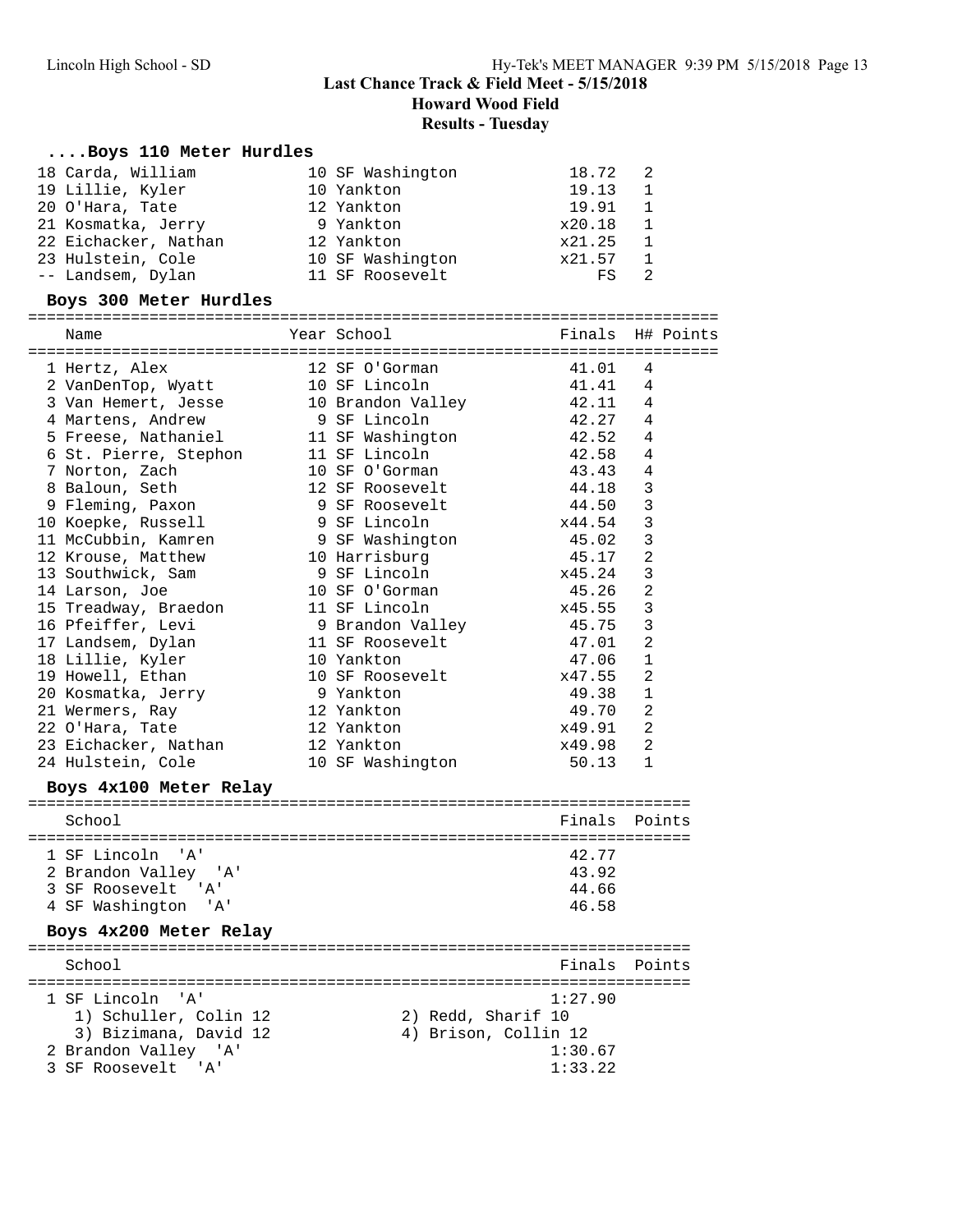# Last Chance Track & Field Meet - 5/15/2018

## Howard Wood Field

## Results - Tuesday

### ....Boys 110 Meter Hurdles

| Place | Name | Year | School | Finals | H# | Points |
|---|---|---|---|---|---|---|
| 18 | Carda, William | 10 | SF Washington | 18.72 | 2 | |
| 19 | Lillie, Kyler | 10 | Yankton | 19.13 | 1 | |
| 20 | O'Hara, Tate | 12 | Yankton | 19.91 | 1 | |
| 21 | Kosmatka, Jerry | 9 | Yankton | x20.18 | 1 | |
| 22 | Eichacker, Nathan | 12 | Yankton | x21.25 | 1 | |
| 23 | Hulstein, Cole | 10 | SF Washington | x21.57 | 1 | |
| -- | Landsem, Dylan | 11 | SF Roosevelt | FS | 2 | |

### Boys 300 Meter Hurdles

| Place | Name | Year | School | Finals | H# | Points |
|---|---|---|---|---|---|---|
| 1 | Hertz, Alex | 12 | SF O'Gorman | 41.01 | 4 | |
| 2 | VanDenTop, Wyatt | 10 | SF Lincoln | 41.41 | 4 | |
| 3 | Van Hemert, Jesse | 10 | Brandon Valley | 42.11 | 4 | |
| 4 | Martens, Andrew | 9 | SF Lincoln | 42.27 | 4 | |
| 5 | Freese, Nathaniel | 11 | SF Washington | 42.52 | 4 | |
| 6 | St. Pierre, Stephon | 11 | SF Lincoln | 42.58 | 4 | |
| 7 | Norton, Zach | 10 | SF O'Gorman | 43.43 | 4 | |
| 8 | Baloun, Seth | 12 | SF Roosevelt | 44.18 | 3 | |
| 9 | Fleming, Paxon | 9 | SF Roosevelt | 44.50 | 3 | |
| 10 | Koepke, Russell | 9 | SF Lincoln | x44.54 | 3 | |
| 11 | McCubbin, Kamren | 9 | SF Washington | 45.02 | 3 | |
| 12 | Krouse, Matthew | 10 | Harrisburg | 45.17 | 2 | |
| 13 | Southwick, Sam | 9 | SF Lincoln | x45.24 | 3 | |
| 14 | Larson, Joe | 10 | SF O'Gorman | 45.26 | 2 | |
| 15 | Treadway, Braedon | 11 | SF Lincoln | x45.55 | 3 | |
| 16 | Pfeiffer, Levi | 9 | Brandon Valley | 45.75 | 3 | |
| 17 | Landsem, Dylan | 11 | SF Roosevelt | 47.01 | 2 | |
| 18 | Lillie, Kyler | 10 | Yankton | 47.06 | 1 | |
| 19 | Howell, Ethan | 10 | SF Roosevelt | x47.55 | 2 | |
| 20 | Kosmatka, Jerry | 9 | Yankton | 49.38 | 1 | |
| 21 | Wermers, Ray | 12 | Yankton | 49.70 | 2 | |
| 22 | O'Hara, Tate | 12 | Yankton | x49.91 | 2 | |
| 23 | Eichacker, Nathan | 12 | Yankton | x49.98 | 2 | |
| 24 | Hulstein, Cole | 10 | SF Washington | 50.13 | 1 | |

### Boys 4x100 Meter Relay

| Place | School | Finals | Points |
|---|---|---|---|
| 1 | SF Lincoln 'A' | 42.77 | |
| 2 | Brandon Valley 'A' | 43.92 | |
| 3 | SF Roosevelt 'A' | 44.66 | |
| 4 | SF Washington 'A' | 46.58 | |

### Boys 4x200 Meter Relay

| Place | School | Finals | Points |
|---|---|---|---|
| 1 | SF Lincoln 'A' | 1:27.90 | |
| | 1) Schuller, Colin 12; 2) Redd, Sharif 10; 3) Bizimana, David 12; 4) Brison, Collin 12 | | |
| 2 | Brandon Valley 'A' | 1:30.67 | |
| 3 | SF Roosevelt 'A' | 1:33.22 | |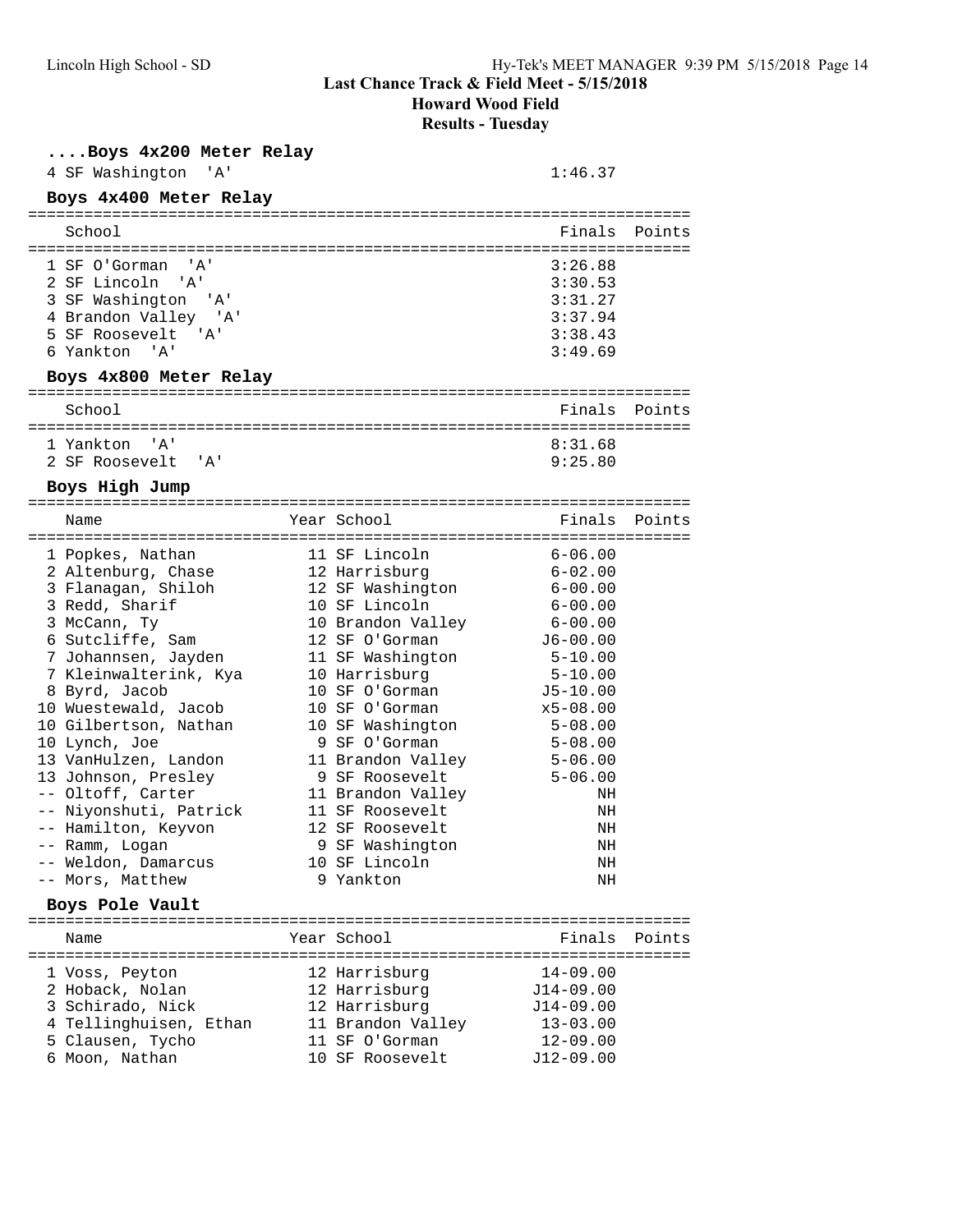## Last Chance Track & Field Meet - 5/15/2018
### Howard Wood Field
### Results - Tuesday

**....Boys 4x200 Meter Relay**

| | School | Finals | Points |
|---|---|---|---|
| 4 | SF Washington 'A' | 1:46.37 | |

**Boys 4x400 Meter Relay**

| | School | Finals | Points |
|---|---|---|---|
| 1 | SF O'Gorman 'A' | 3:26.88 | |
| 2 | SF Lincoln 'A' | 3:30.53 | |
| 3 | SF Washington 'A' | 3:31.27 | |
| 4 | Brandon Valley 'A' | 3:37.94 | |
| 5 | SF Roosevelt 'A' | 3:38.43 | |
| 6 | Yankton 'A' | 3:49.69 | |

**Boys 4x800 Meter Relay**

| | School | Finals | Points |
|---|---|---|---|
| 1 | Yankton 'A' | 8:31.68 | |
| 2 | SF Roosevelt 'A' | 9:25.80 | |

**Boys High Jump**

| | Name | Year | School | Finals | Points |
|---|---|---|---|---|---|
| 1 | Popkes, Nathan | 11 | SF Lincoln | 6-06.00 | |
| 2 | Altenburg, Chase | 12 | Harrisburg | 6-02.00 | |
| 3 | Flanagan, Shiloh | 12 | SF Washington | 6-00.00 | |
| 3 | Redd, Sharif | 10 | SF Lincoln | 6-00.00 | |
| 3 | McCann, Ty | 10 | Brandon Valley | 6-00.00 | |
| 6 | Sutcliffe, Sam | 12 | SF O'Gorman | J6-00.00 | |
| 7 | Johannsen, Jayden | 11 | SF Washington | 5-10.00 | |
| 7 | Kleinwalterink, Kya | 10 | Harrisburg | 5-10.00 | |
| 8 | Byrd, Jacob | 10 | SF O'Gorman | J5-10.00 | |
| 10 | Wuestewald, Jacob | 10 | SF O'Gorman | x5-08.00 | |
| 10 | Gilbertson, Nathan | 10 | SF Washington | 5-08.00 | |
| 10 | Lynch, Joe | 9 | SF O'Gorman | 5-08.00 | |
| 13 | VanHulzen, Landon | 11 | Brandon Valley | 5-06.00 | |
| 13 | Johnson, Presley | 9 | SF Roosevelt | 5-06.00 | |
| -- | Oltoff, Carter | 11 | Brandon Valley | NH | |
| -- | Niyonshuti, Patrick | 11 | SF Roosevelt | NH | |
| -- | Hamilton, Keyvon | 12 | SF Roosevelt | NH | |
| -- | Ramm, Logan | 9 | SF Washington | NH | |
| -- | Weldon, Damarcus | 10 | SF Lincoln | NH | |
| -- | Mors, Matthew | 9 | Yankton | NH | |

**Boys Pole Vault**

| | Name | Year | School | Finals | Points |
|---|---|---|---|---|---|
| 1 | Voss, Peyton | 12 | Harrisburg | 14-09.00 | |
| 2 | Hoback, Nolan | 12 | Harrisburg | J14-09.00 | |
| 3 | Schirado, Nick | 12 | Harrisburg | J14-09.00 | |
| 4 | Tellinghuisen, Ethan | 11 | Brandon Valley | 13-03.00 | |
| 5 | Clausen, Tycho | 11 | SF O'Gorman | 12-09.00 | |
| 6 | Moon, Nathan | 10 | SF Roosevelt | J12-09.00 | |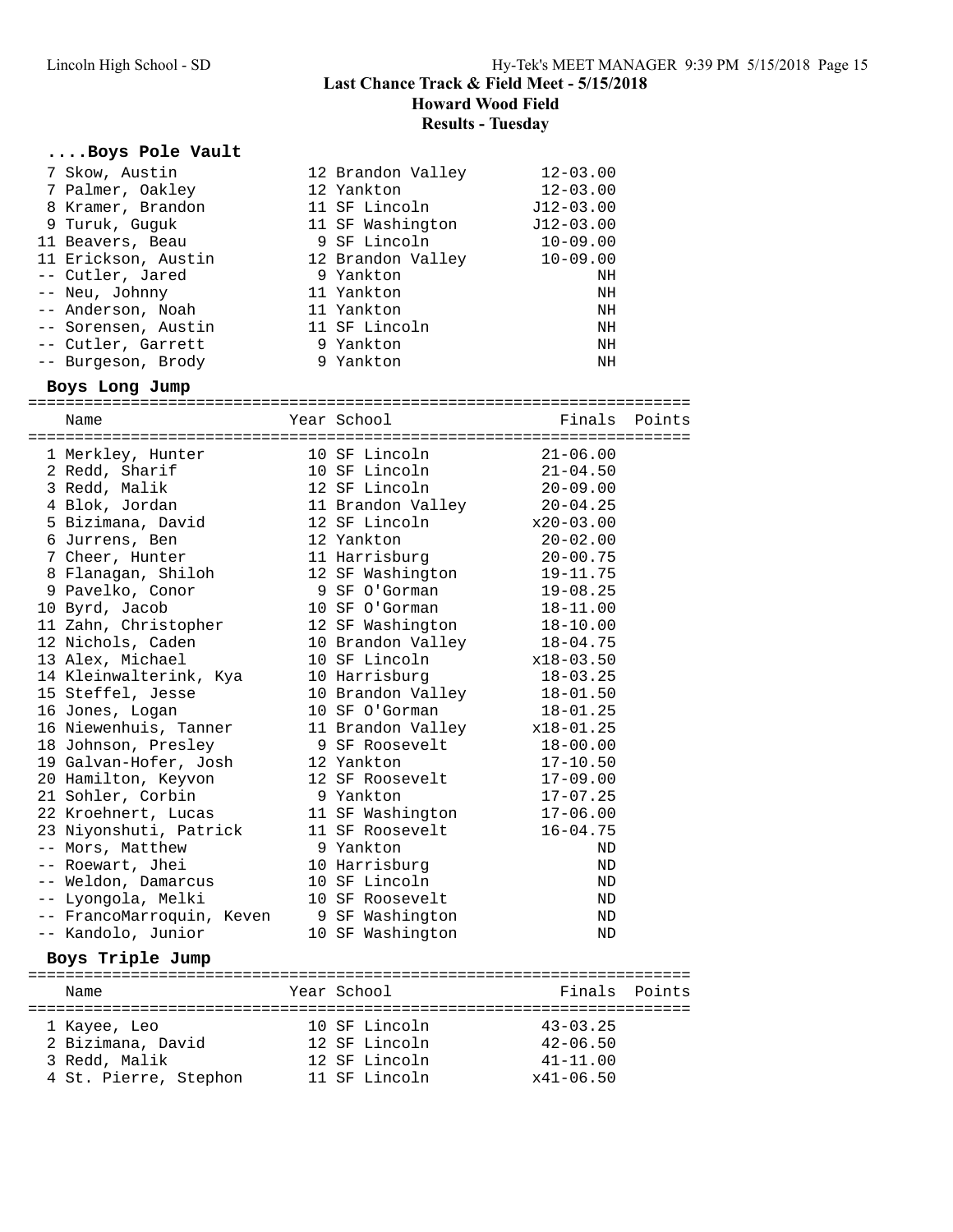## Last Chance Track & Field Meet - 5/15/2018
### Howard Wood Field
### Results - Tuesday

### ....Boys Pole Vault

| Place | Name | Year | School | Finals |
|---|---|---|---|---|
| 7 | Skow, Austin | 12 | Brandon Valley | 12-03.00 |
| 7 | Palmer, Oakley | 12 | Yankton | 12-03.00 |
| 8 | Kramer, Brandon | 11 | SF Lincoln | J12-03.00 |
| 9 | Turuk, Guguk | 11 | SF Washington | J12-03.00 |
| 11 | Beavers, Beau | 9 | SF Lincoln | 10-09.00 |
| 11 | Erickson, Austin | 12 | Brandon Valley | 10-09.00 |
| -- | Cutler, Jared | 9 | Yankton | NH |
| -- | Neu, Johnny | 11 | Yankton | NH |
| -- | Anderson, Noah | 11 | Yankton | NH |
| -- | Sorensen, Austin | 11 | SF Lincoln | NH |
| -- | Cutler, Garrett | 9 | Yankton | NH |
| -- | Burgeson, Brody | 9 | Yankton | NH |

### Boys Long Jump

| Place | Name | Year | School | Finals | Points |
|---|---|---|---|---|---|
| 1 | Merkley, Hunter | 10 | SF Lincoln | 21-06.00 | |
| 2 | Redd, Sharif | 10 | SF Lincoln | 21-04.50 | |
| 3 | Redd, Malik | 12 | SF Lincoln | 20-09.00 | |
| 4 | Blok, Jordan | 11 | Brandon Valley | 20-04.25 | |
| 5 | Bizimana, David | 12 | SF Lincoln | x20-03.00 | |
| 6 | Jurrens, Ben | 12 | Yankton | 20-02.00 | |
| 7 | Cheer, Hunter | 11 | Harrisburg | 20-00.75 | |
| 8 | Flanagan, Shiloh | 12 | SF Washington | 19-11.75 | |
| 9 | Pavelko, Conor | 9 | SF O'Gorman | 19-08.25 | |
| 10 | Byrd, Jacob | 10 | SF O'Gorman | 18-11.00 | |
| 11 | Zahn, Christopher | 12 | SF Washington | 18-10.00 | |
| 12 | Nichols, Caden | 10 | Brandon Valley | 18-04.75 | |
| 13 | Alex, Michael | 10 | SF Lincoln | x18-03.50 | |
| 14 | Kleinwalterink, Kya | 10 | Harrisburg | 18-03.25 | |
| 15 | Steffel, Jesse | 10 | Brandon Valley | 18-01.50 | |
| 16 | Jones, Logan | 10 | SF O'Gorman | 18-01.25 | |
| 16 | Niewenhuis, Tanner | 11 | Brandon Valley | x18-01.25 | |
| 18 | Johnson, Presley | 9 | SF Roosevelt | 18-00.00 | |
| 19 | Galvan-Hofer, Josh | 12 | Yankton | 17-10.50 | |
| 20 | Hamilton, Keyvon | 12 | SF Roosevelt | 17-09.00 | |
| 21 | Sohler, Corbin | 9 | Yankton | 17-07.25 | |
| 22 | Kroehnert, Lucas | 11 | SF Washington | 17-06.00 | |
| 23 | Niyonshuti, Patrick | 11 | SF Roosevelt | 16-04.75 | |
| -- | Mors, Matthew | 9 | Yankton | ND | |
| -- | Roewart, Jhei | 10 | Harrisburg | ND | |
| -- | Weldon, Damarcus | 10 | SF Lincoln | ND | |
| -- | Lyongola, Melki | 10 | SF Roosevelt | ND | |
| -- | FrancoMarroquin, Keven | 9 | SF Washington | ND | |
| -- | Kandolo, Junior | 10 | SF Washington | ND | |

### Boys Triple Jump

| Place | Name | Year | School | Finals | Points |
|---|---|---|---|---|---|
| 1 | Kayee, Leo | 10 | SF Lincoln | 43-03.25 | |
| 2 | Bizimana, David | 12 | SF Lincoln | 42-06.50 | |
| 3 | Redd, Malik | 12 | SF Lincoln | 41-11.00 | |
| 4 | St. Pierre, Stephon | 11 | SF Lincoln | x41-06.50 | |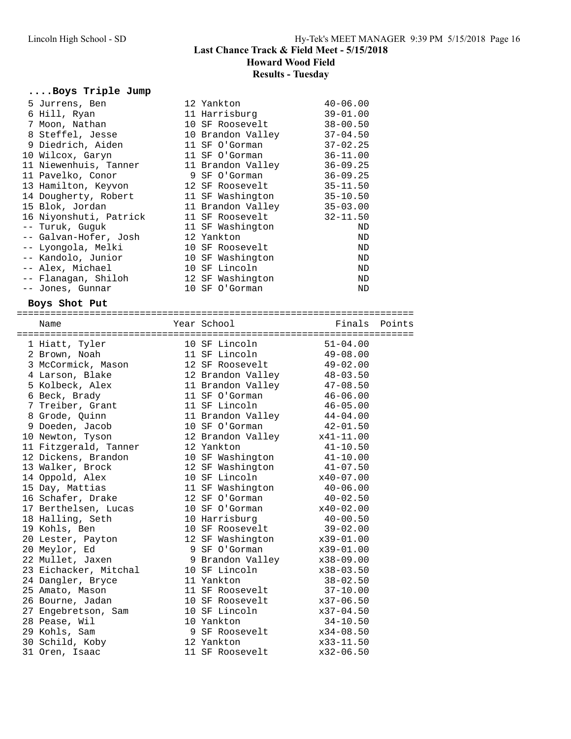## Last Chance Track & Field Meet - 5/15/2018
### Howard Wood Field
### Results - Tuesday

#### ....Boys Triple Jump

| Place | Name | Year | School | Finals |
|---|---|---|---|---|
| 5 | Jurrens, Ben | 12 | Yankton | 40-06.00 |
| 6 | Hill, Ryan | 11 | Harrisburg | 39-01.00 |
| 7 | Moon, Nathan | 10 | SF Roosevelt | 38-00.50 |
| 8 | Steffel, Jesse | 10 | Brandon Valley | 37-04.50 |
| 9 | Diedrich, Aiden | 11 | SF O'Gorman | 37-02.25 |
| 10 | Wilcox, Garyn | 11 | SF O'Gorman | 36-11.00 |
| 11 | Niewenhuis, Tanner | 11 | Brandon Valley | 36-09.25 |
| 11 | Pavelko, Conor | 9 | SF O'Gorman | 36-09.25 |
| 13 | Hamilton, Keyvon | 12 | SF Roosevelt | 35-11.50 |
| 14 | Dougherty, Robert | 11 | SF Washington | 35-10.50 |
| 15 | Blok, Jordan | 11 | Brandon Valley | 35-03.00 |
| 16 | Niyonshuti, Patrick | 11 | SF Roosevelt | 32-11.50 |
| -- | Turuk, Guguk | 11 | SF Washington | ND |
| -- | Galvan-Hofer, Josh | 12 | Yankton | ND |
| -- | Lyongola, Melki | 10 | SF Roosevelt | ND |
| -- | Kandolo, Junior | 10 | SF Washington | ND |
| -- | Alex, Michael | 10 | SF Lincoln | ND |
| -- | Flanagan, Shiloh | 12 | SF Washington | ND |
| -- | Jones, Gunnar | 10 | SF O'Gorman | ND |

#### Boys Shot Put

| Place | Name | Year | School | Finals | Points |
|---|---|---|---|---|---|
| 1 | Hiatt, Tyler | 10 | SF Lincoln | 51-04.00 | |
| 2 | Brown, Noah | 11 | SF Lincoln | 49-08.00 | |
| 3 | McCormick, Mason | 12 | SF Roosevelt | 49-02.00 | |
| 4 | Larson, Blake | 12 | Brandon Valley | 48-03.50 | |
| 5 | Kolbeck, Alex | 11 | Brandon Valley | 47-08.50 | |
| 6 | Beck, Brady | 11 | SF O'Gorman | 46-06.00 | |
| 7 | Treiber, Grant | 11 | SF Lincoln | 46-05.00 | |
| 8 | Grode, Quinn | 11 | Brandon Valley | 44-04.00 | |
| 9 | Doeden, Jacob | 10 | SF O'Gorman | 42-01.50 | |
| 10 | Newton, Tyson | 12 | Brandon Valley | x41-11.00 | |
| 11 | Fitzgerald, Tanner | 12 | Yankton | 41-10.50 | |
| 12 | Dickens, Brandon | 10 | SF Washington | 41-10.00 | |
| 13 | Walker, Brock | 12 | SF Washington | 41-07.50 | |
| 14 | Oppold, Alex | 10 | SF Lincoln | x40-07.00 | |
| 15 | Day, Mattias | 11 | SF Washington | 40-06.00 | |
| 16 | Schafer, Drake | 12 | SF O'Gorman | 40-02.50 | |
| 17 | Berthelsen, Lucas | 10 | SF O'Gorman | x40-02.00 | |
| 18 | Halling, Seth | 10 | Harrisburg | 40-00.50 | |
| 19 | Kohls, Ben | 10 | SF Roosevelt | 39-02.00 | |
| 20 | Lester, Payton | 12 | SF Washington | x39-01.00 | |
| 20 | Meylor, Ed | 9 | SF O'Gorman | x39-01.00 | |
| 22 | Mullet, Jaxen | 9 | Brandon Valley | x38-09.00 | |
| 23 | Eichacker, Mitchal | 10 | SF Lincoln | x38-03.50 | |
| 24 | Dangler, Bryce | 11 | Yankton | 38-02.50 | |
| 25 | Amato, Mason | 11 | SF Roosevelt | 37-10.00 | |
| 26 | Bourne, Jadan | 10 | SF Roosevelt | x37-06.50 | |
| 27 | Engebretson, Sam | 10 | SF Lincoln | x37-04.50 | |
| 28 | Pease, Wil | 10 | Yankton | 34-10.50 | |
| 29 | Kohls, Sam | 9 | SF Roosevelt | x34-08.50 | |
| 30 | Schild, Koby | 12 | Yankton | x33-11.50 | |
| 31 | Oren, Isaac | 11 | SF Roosevelt | x32-06.50 | |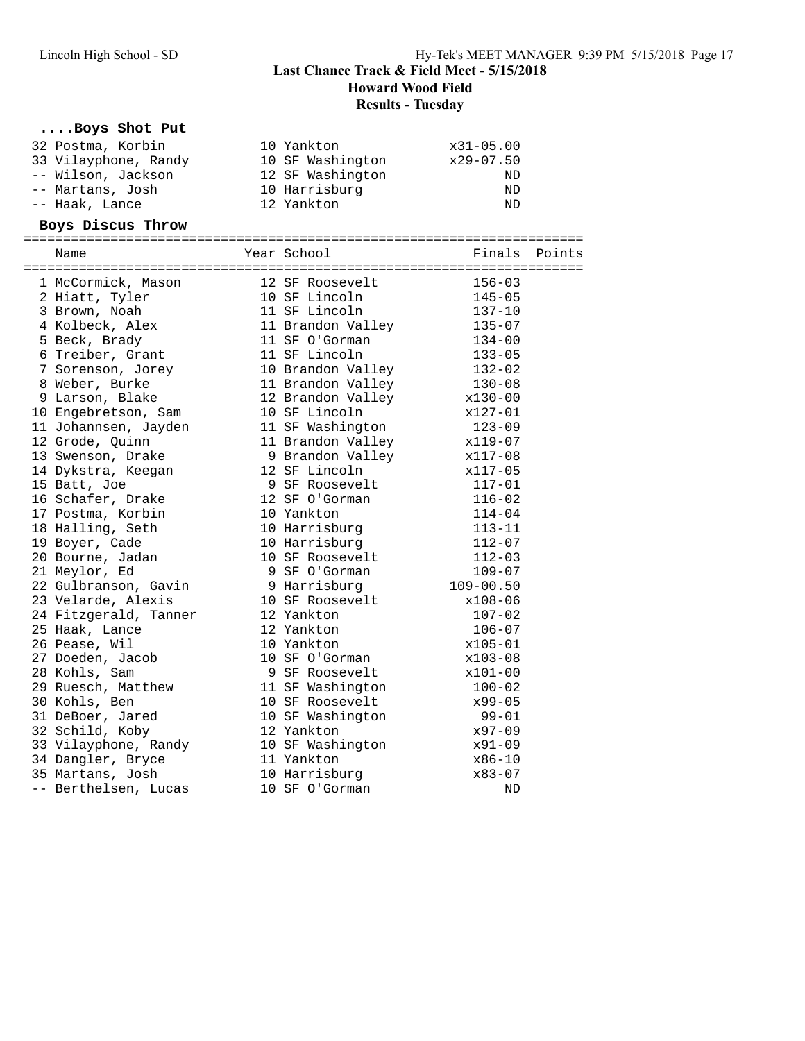# Last Chance Track & Field Meet - 5/15/2018

## Howard Wood Field

## Results - Tuesday

### ....Boys Shot Put

| | | | |
|---|---|---|---|
| 32 | Postma, Korbin | 10 Yankton | x31-05.00 |
| 33 | Vilayphone, Randy | 10 SF Washington | x29-07.50 |
| -- | Wilson, Jackson | 12 SF Washington | ND |
| -- | Martans, Josh | 10 Harrisburg | ND |
| -- | Haak, Lance | 12 Yankton | ND |

### Boys Discus Throw

| | Name | Year School | Finals | Points |
|---|---|---|---|---|
| 1 | McCormick, Mason | 12 SF Roosevelt | 156-03 | |
| 2 | Hiatt, Tyler | 10 SF Lincoln | 145-05 | |
| 3 | Brown, Noah | 11 SF Lincoln | 137-10 | |
| 4 | Kolbeck, Alex | 11 Brandon Valley | 135-07 | |
| 5 | Beck, Brady | 11 SF O'Gorman | 134-00 | |
| 6 | Treiber, Grant | 11 SF Lincoln | 133-05 | |
| 7 | Sorenson, Jorey | 10 Brandon Valley | 132-02 | |
| 8 | Weber, Burke | 11 Brandon Valley | 130-08 | |
| 9 | Larson, Blake | 12 Brandon Valley | x130-00 | |
| 10 | Engebretson, Sam | 10 SF Lincoln | x127-01 | |
| 11 | Johannsen, Jayden | 11 SF Washington | 123-09 | |
| 12 | Grode, Quinn | 11 Brandon Valley | x119-07 | |
| 13 | Swenson, Drake | 9 Brandon Valley | x117-08 | |
| 14 | Dykstra, Keegan | 12 SF Lincoln | x117-05 | |
| 15 | Batt, Joe | 9 SF Roosevelt | 117-01 | |
| 16 | Schafer, Drake | 12 SF O'Gorman | 116-02 | |
| 17 | Postma, Korbin | 10 Yankton | 114-04 | |
| 18 | Halling, Seth | 10 Harrisburg | 113-11 | |
| 19 | Boyer, Cade | 10 Harrisburg | 112-07 | |
| 20 | Bourne, Jadan | 10 SF Roosevelt | 112-03 | |
| 21 | Meylor, Ed | 9 SF O'Gorman | 109-07 | |
| 22 | Gulbranson, Gavin | 9 Harrisburg | 109-00.50 | |
| 23 | Velarde, Alexis | 10 SF Roosevelt | x108-06 | |
| 24 | Fitzgerald, Tanner | 12 Yankton | 107-02 | |
| 25 | Haak, Lance | 12 Yankton | 106-07 | |
| 26 | Pease, Wil | 10 Yankton | x105-01 | |
| 27 | Doeden, Jacob | 10 SF O'Gorman | x103-08 | |
| 28 | Kohls, Sam | 9 SF Roosevelt | x101-00 | |
| 29 | Ruesch, Matthew | 11 SF Washington | 100-02 | |
| 30 | Kohls, Ben | 10 SF Roosevelt | x99-05 | |
| 31 | DeBoer, Jared | 10 SF Washington | 99-01 | |
| 32 | Schild, Koby | 12 Yankton | x97-09 | |
| 33 | Vilayphone, Randy | 10 SF Washington | x91-09 | |
| 34 | Dangler, Bryce | 11 Yankton | x86-10 | |
| 35 | Martans, Josh | 10 Harrisburg | x83-07 | |
| -- | Berthelsen, Lucas | 10 SF O'Gorman | ND | |